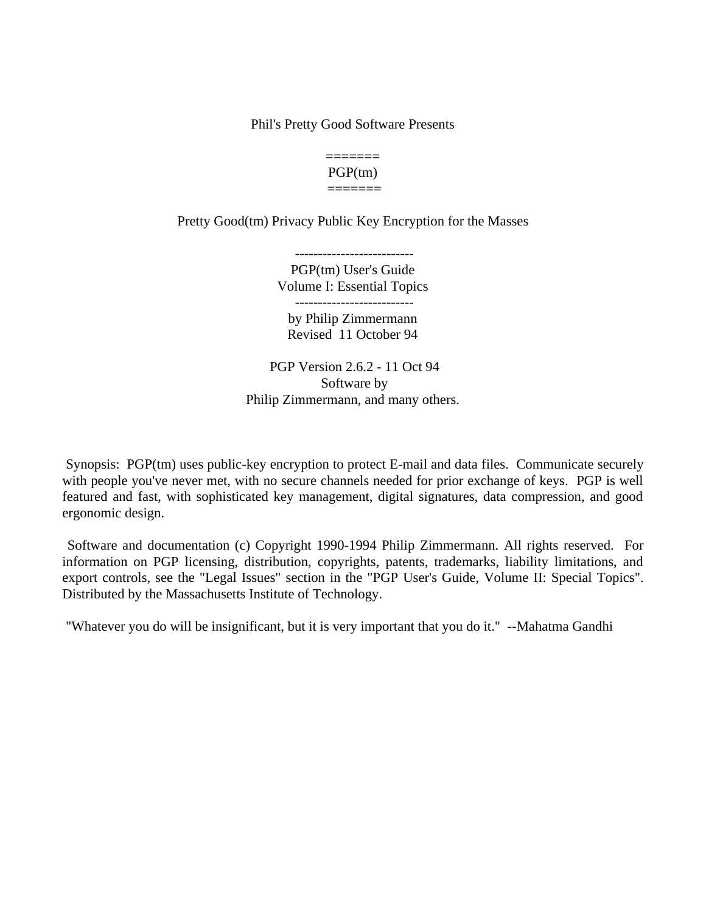Phil's Pretty Good Software Presents

=======
PGP(tm)
=======

Pretty Good(tm) Privacy Public Key Encryption for the Masses

--------------------------
PGP(tm) User's Guide
Volume I: Essential Topics
--------------------------
by Philip Zimmermann
Revised 11 October 94

PGP Version 2.6.2 - 11 Oct 94
Software by
Philip Zimmermann, and many others.

Synopsis: PGP(tm) uses public-key encryption to protect E-mail and data files. Communicate securely with people you've never met, with no secure channels needed for prior exchange of keys. PGP is well featured and fast, with sophisticated key management, digital signatures, data compression, and good ergonomic design.

Software and documentation (c) Copyright 1990-1994 Philip Zimmermann. All rights reserved. For information on PGP licensing, distribution, copyrights, patents, trademarks, liability limitations, and export controls, see the "Legal Issues" section in the "PGP User's Guide, Volume II: Special Topics". Distributed by the Massachusetts Institute of Technology.

"Whatever you do will be insignificant, but it is very important that you do it." --Mahatma Gandhi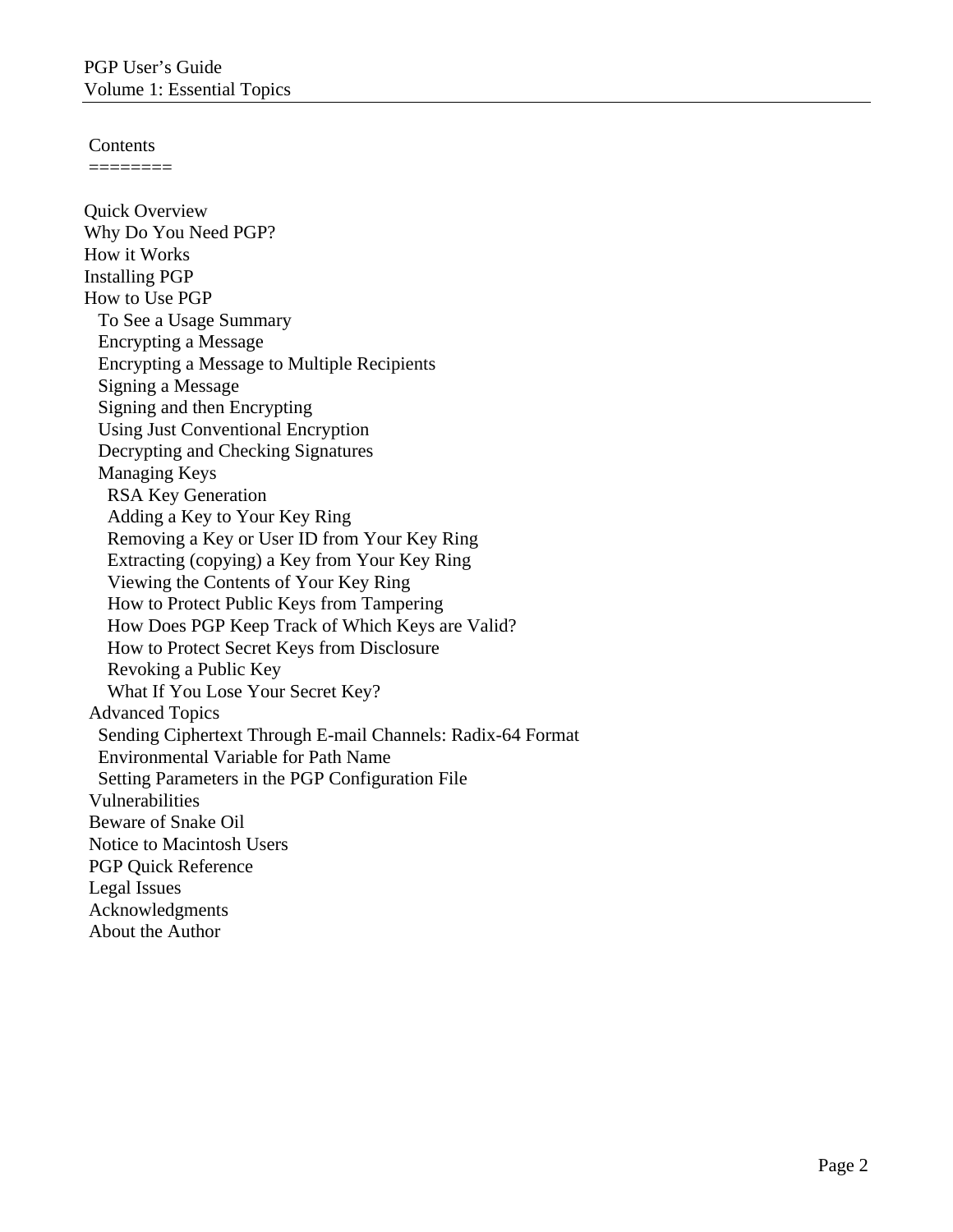Contents
========

- Quick Overview
- Why Do You Need PGP?
- How it Works
- Installing PGP
- How to Use PGP
  - To See a Usage Summary
  - Encrypting a Message
  - Encrypting a Message to Multiple Recipients
  - Signing a Message
  - Signing and then Encrypting
  - Using Just Conventional Encryption
  - Decrypting and Checking Signatures
  - Managing Keys
    - RSA Key Generation
    - Adding a Key to Your Key Ring
    - Removing a Key or User ID from Your Key Ring
    - Extracting (copying) a Key from Your Key Ring
    - Viewing the Contents of Your Key Ring
    - How to Protect Public Keys from Tampering
    - How Does PGP Keep Track of Which Keys are Valid?
    - How to Protect Secret Keys from Disclosure
    - Revoking a Public Key
    - What If You Lose Your Secret Key?
- Advanced Topics
  - Sending Ciphertext Through E-mail Channels: Radix-64 Format
  - Environmental Variable for Path Name
  - Setting Parameters in the PGP Configuration File
- Vulnerabilities
- Beware of Snake Oil
- Notice to Macintosh Users
- PGP Quick Reference
- Legal Issues
- Acknowledgments
- About the Author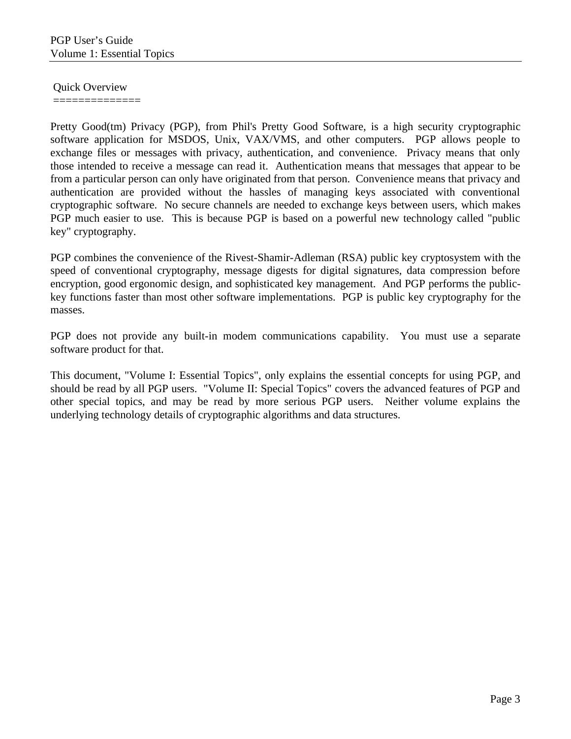## Quick Overview

Pretty Good(tm) Privacy (PGP), from Phil's Pretty Good Software, is a high security cryptographic software application for MSDOS, Unix, VAX/VMS, and other computers. PGP allows people to exchange files or messages with privacy, authentication, and convenience. Privacy means that only those intended to receive a message can read it. Authentication means that messages that appear to be from a particular person can only have originated from that person. Convenience means that privacy and authentication are provided without the hassles of managing keys associated with conventional cryptographic software. No secure channels are needed to exchange keys between users, which makes PGP much easier to use. This is because PGP is based on a powerful new technology called "public key" cryptography.

PGP combines the convenience of the Rivest-Shamir-Adleman (RSA) public key cryptosystem with the speed of conventional cryptography, message digests for digital signatures, data compression before encryption, good ergonomic design, and sophisticated key management. And PGP performs the public-key functions faster than most other software implementations. PGP is public key cryptography for the masses.

PGP does not provide any built-in modem communications capability. You must use a separate software product for that.

This document, "Volume I: Essential Topics", only explains the essential concepts for using PGP, and should be read by all PGP users. "Volume II: Special Topics" covers the advanced features of PGP and other special topics, and may be read by more serious PGP users. Neither volume explains the underlying technology details of cryptographic algorithms and data structures.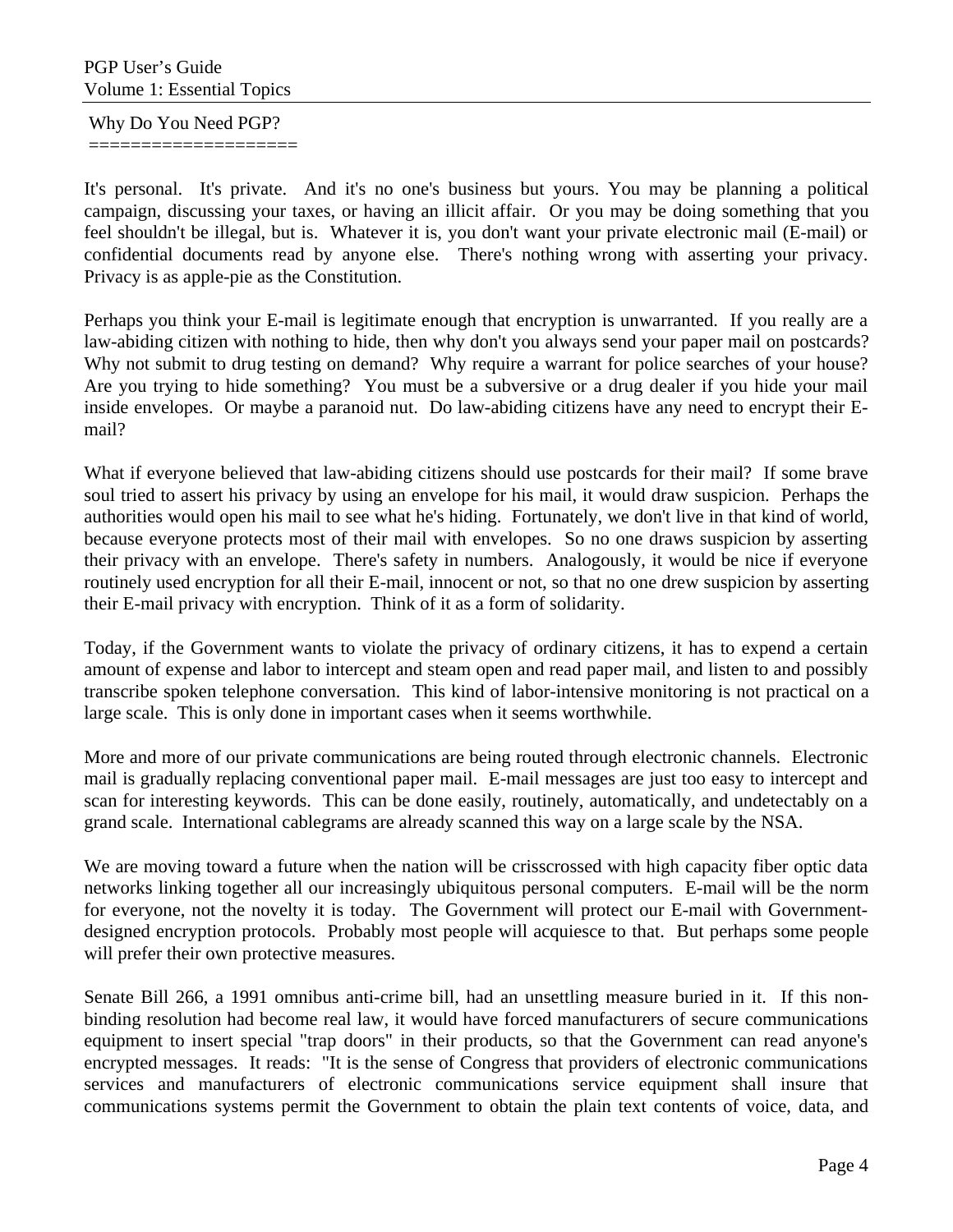## Why Do You Need PGP?

It's personal. It's private. And it's no one's business but yours. You may be planning a political campaign, discussing your taxes, or having an illicit affair. Or you may be doing something that you feel shouldn't be illegal, but is. Whatever it is, you don't want your private electronic mail (E-mail) or confidential documents read by anyone else. There's nothing wrong with asserting your privacy. Privacy is as apple-pie as the Constitution.

Perhaps you think your E-mail is legitimate enough that encryption is unwarranted. If you really are a law-abiding citizen with nothing to hide, then why don't you always send your paper mail on postcards? Why not submit to drug testing on demand? Why require a warrant for police searches of your house? Are you trying to hide something? You must be a subversive or a drug dealer if you hide your mail inside envelopes. Or maybe a paranoid nut. Do law-abiding citizens have any need to encrypt their E-mail?

What if everyone believed that law-abiding citizens should use postcards for their mail? If some brave soul tried to assert his privacy by using an envelope for his mail, it would draw suspicion. Perhaps the authorities would open his mail to see what he's hiding. Fortunately, we don't live in that kind of world, because everyone protects most of their mail with envelopes. So no one draws suspicion by asserting their privacy with an envelope. There's safety in numbers. Analogously, it would be nice if everyone routinely used encryption for all their E-mail, innocent or not, so that no one drew suspicion by asserting their E-mail privacy with encryption. Think of it as a form of solidarity.

Today, if the Government wants to violate the privacy of ordinary citizens, it has to expend a certain amount of expense and labor to intercept and steam open and read paper mail, and listen to and possibly transcribe spoken telephone conversation. This kind of labor-intensive monitoring is not practical on a large scale. This is only done in important cases when it seems worthwhile.

More and more of our private communications are being routed through electronic channels. Electronic mail is gradually replacing conventional paper mail. E-mail messages are just too easy to intercept and scan for interesting keywords. This can be done easily, routinely, automatically, and undetectably on a grand scale. International cablegrams are already scanned this way on a large scale by the NSA.

We are moving toward a future when the nation will be crisscrossed with high capacity fiber optic data networks linking together all our increasingly ubiquitous personal computers. E-mail will be the norm for everyone, not the novelty it is today. The Government will protect our E-mail with Government-designed encryption protocols. Probably most people will acquiesce to that. But perhaps some people will prefer their own protective measures.

Senate Bill 266, a 1991 omnibus anti-crime bill, had an unsettling measure buried in it. If this non-binding resolution had become real law, it would have forced manufacturers of secure communications equipment to insert special "trap doors" in their products, so that the Government can read anyone's encrypted messages. It reads: "It is the sense of Congress that providers of electronic communications services and manufacturers of electronic communications service equipment shall insure that communications systems permit the Government to obtain the plain text contents of voice, data, and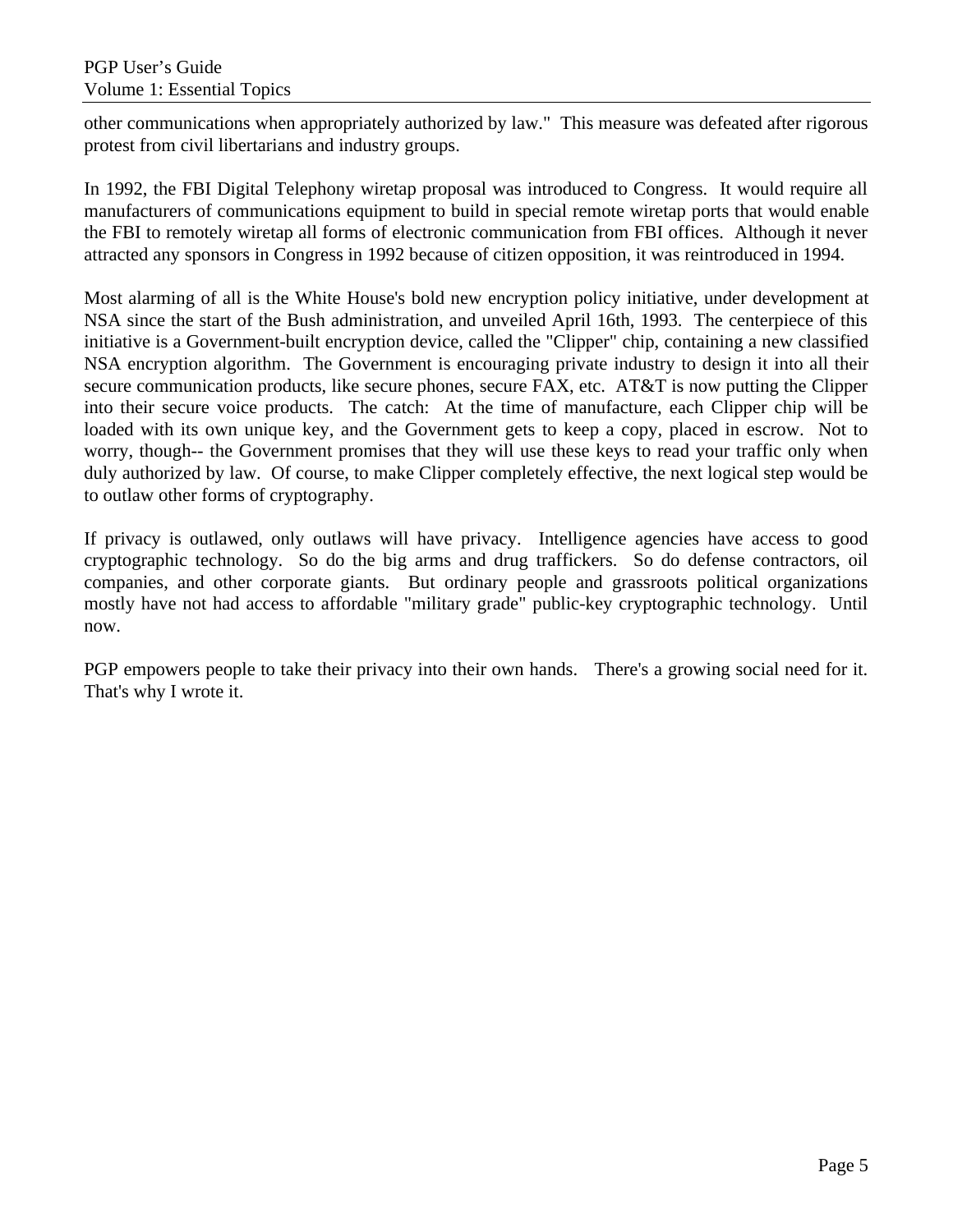other communications when appropriately authorized by law."  This measure was defeated after rigorous protest from civil libertarians and industry groups.

In 1992, the FBI Digital Telephony wiretap proposal was introduced to Congress.  It would require all manufacturers of communications equipment to build in special remote wiretap ports that would enable the FBI to remotely wiretap all forms of electronic communication from FBI offices.  Although it never attracted any sponsors in Congress in 1992 because of citizen opposition, it was reintroduced in 1994.

Most alarming of all is the White House's bold new encryption policy initiative, under development at NSA since the start of the Bush administration, and unveiled April 16th, 1993.  The centerpiece of this initiative is a Government-built encryption device, called the "Clipper" chip, containing a new classified NSA encryption algorithm.  The Government is encouraging private industry to design it into all their secure communication products, like secure phones, secure FAX, etc.  AT&T is now putting the Clipper into their secure voice products.  The catch:  At the time of manufacture, each Clipper chip will be loaded with its own unique key, and the Government gets to keep a copy, placed in escrow.  Not to worry, though-- the Government promises that they will use these keys to read your traffic only when duly authorized by law.  Of course, to make Clipper completely effective, the next logical step would be to outlaw other forms of cryptography.

If privacy is outlawed, only outlaws will have privacy.  Intelligence agencies have access to good cryptographic technology.  So do the big arms and drug traffickers.  So do defense contractors, oil companies, and other corporate giants.  But ordinary people and grassroots political organizations mostly have not had access to affordable "military grade" public-key cryptographic technology.  Until now.

PGP empowers people to take their privacy into their own hands.   There's a growing social need for it. That's why I wrote it.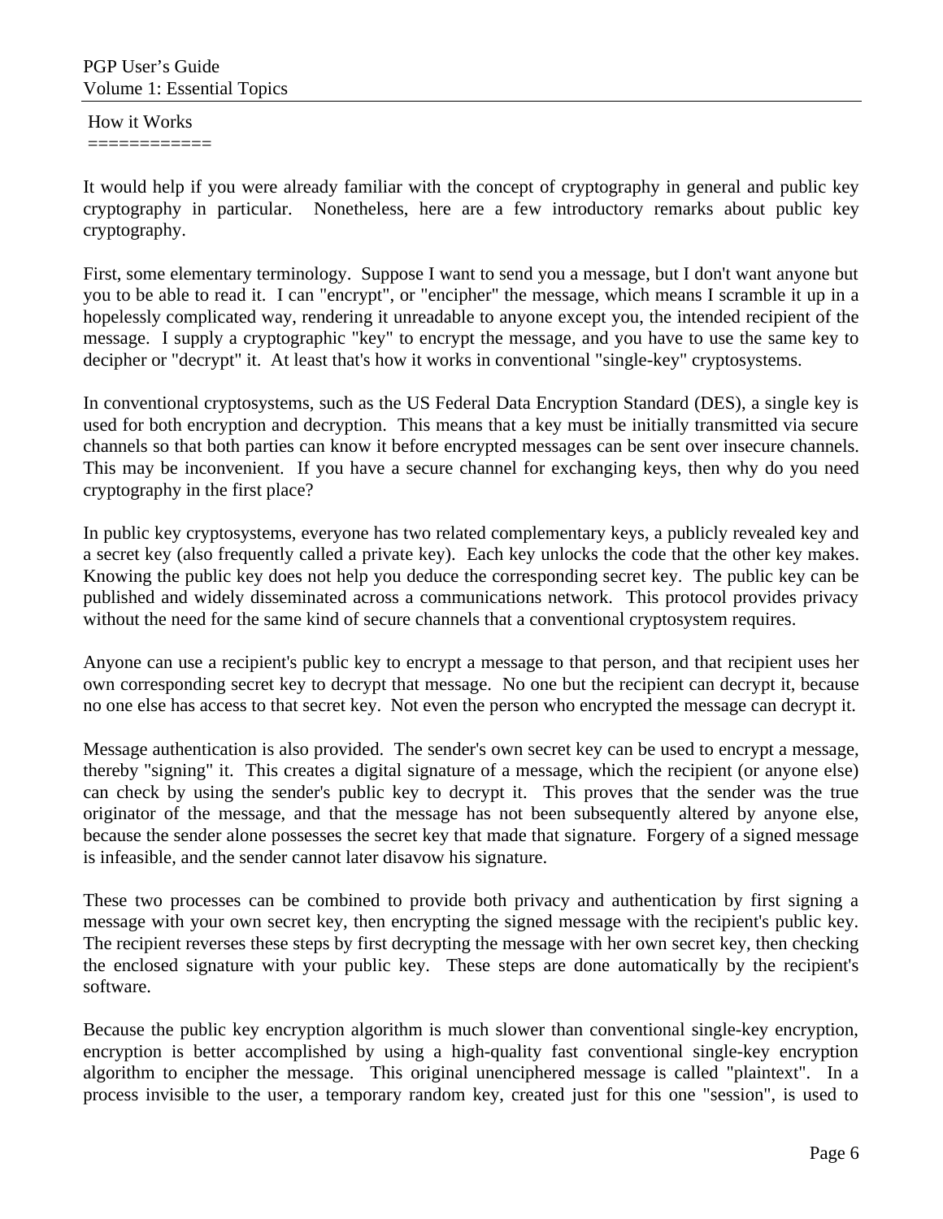## How it Works

It would help if you were already familiar with the concept of cryptography in general and public key cryptography in particular. Nonetheless, here are a few introductory remarks about public key cryptography.

First, some elementary terminology. Suppose I want to send you a message, but I don't want anyone but you to be able to read it. I can "encrypt", or "encipher" the message, which means I scramble it up in a hopelessly complicated way, rendering it unreadable to anyone except you, the intended recipient of the message. I supply a cryptographic "key" to encrypt the message, and you have to use the same key to decipher or "decrypt" it. At least that's how it works in conventional "single-key" cryptosystems.

In conventional cryptosystems, such as the US Federal Data Encryption Standard (DES), a single key is used for both encryption and decryption. This means that a key must be initially transmitted via secure channels so that both parties can know it before encrypted messages can be sent over insecure channels. This may be inconvenient. If you have a secure channel for exchanging keys, then why do you need cryptography in the first place?

In public key cryptosystems, everyone has two related complementary keys, a publicly revealed key and a secret key (also frequently called a private key). Each key unlocks the code that the other key makes. Knowing the public key does not help you deduce the corresponding secret key. The public key can be published and widely disseminated across a communications network. This protocol provides privacy without the need for the same kind of secure channels that a conventional cryptosystem requires.

Anyone can use a recipient's public key to encrypt a message to that person, and that recipient uses her own corresponding secret key to decrypt that message. No one but the recipient can decrypt it, because no one else has access to that secret key. Not even the person who encrypted the message can decrypt it.

Message authentication is also provided. The sender's own secret key can be used to encrypt a message, thereby "signing" it. This creates a digital signature of a message, which the recipient (or anyone else) can check by using the sender's public key to decrypt it. This proves that the sender was the true originator of the message, and that the message has not been subsequently altered by anyone else, because the sender alone possesses the secret key that made that signature. Forgery of a signed message is infeasible, and the sender cannot later disavow his signature.

These two processes can be combined to provide both privacy and authentication by first signing a message with your own secret key, then encrypting the signed message with the recipient's public key. The recipient reverses these steps by first decrypting the message with her own secret key, then checking the enclosed signature with your public key. These steps are done automatically by the recipient's software.

Because the public key encryption algorithm is much slower than conventional single-key encryption, encryption is better accomplished by using a high-quality fast conventional single-key encryption algorithm to encipher the message. This original unenciphered message is called "plaintext". In a process invisible to the user, a temporary random key, created just for this one "session", is used to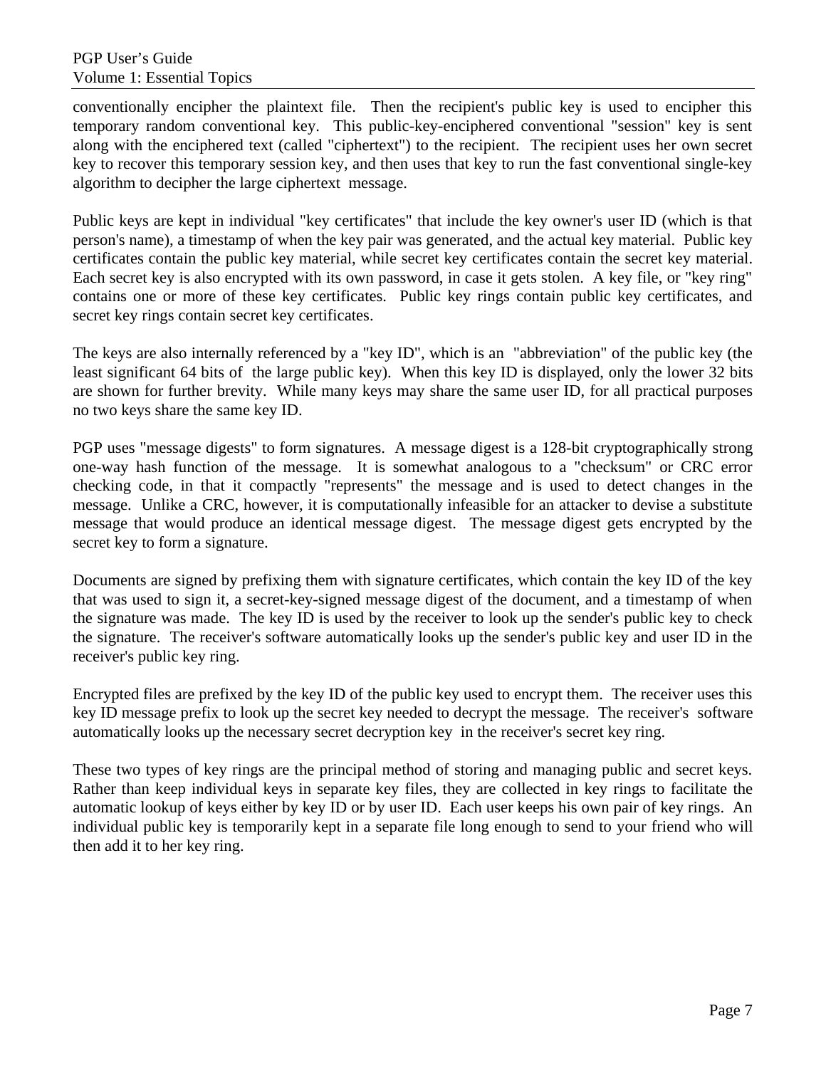conventionally encipher the plaintext file. Then the recipient's public key is used to encipher this temporary random conventional key. This public-key-enciphered conventional "session" key is sent along with the enciphered text (called "ciphertext") to the recipient. The recipient uses her own secret key to recover this temporary session key, and then uses that key to run the fast conventional single-key algorithm to decipher the large ciphertext message.

Public keys are kept in individual "key certificates" that include the key owner's user ID (which is that person's name), a timestamp of when the key pair was generated, and the actual key material. Public key certificates contain the public key material, while secret key certificates contain the secret key material. Each secret key is also encrypted with its own password, in case it gets stolen. A key file, or "key ring" contains one or more of these key certificates. Public key rings contain public key certificates, and secret key rings contain secret key certificates.

The keys are also internally referenced by a "key ID", which is an "abbreviation" of the public key (the least significant 64 bits of the large public key). When this key ID is displayed, only the lower 32 bits are shown for further brevity. While many keys may share the same user ID, for all practical purposes no two keys share the same key ID.

PGP uses "message digests" to form signatures. A message digest is a 128-bit cryptographically strong one-way hash function of the message. It is somewhat analogous to a "checksum" or CRC error checking code, in that it compactly "represents" the message and is used to detect changes in the message. Unlike a CRC, however, it is computationally infeasible for an attacker to devise a substitute message that would produce an identical message digest. The message digest gets encrypted by the secret key to form a signature.

Documents are signed by prefixing them with signature certificates, which contain the key ID of the key that was used to sign it, a secret-key-signed message digest of the document, and a timestamp of when the signature was made. The key ID is used by the receiver to look up the sender's public key to check the signature. The receiver's software automatically looks up the sender's public key and user ID in the receiver's public key ring.

Encrypted files are prefixed by the key ID of the public key used to encrypt them. The receiver uses this key ID message prefix to look up the secret key needed to decrypt the message. The receiver's software automatically looks up the necessary secret decryption key in the receiver's secret key ring.

These two types of key rings are the principal method of storing and managing public and secret keys. Rather than keep individual keys in separate key files, they are collected in key rings to facilitate the automatic lookup of keys either by key ID or by user ID. Each user keeps his own pair of key rings. An individual public key is temporarily kept in a separate file long enough to send to your friend who will then add it to her key ring.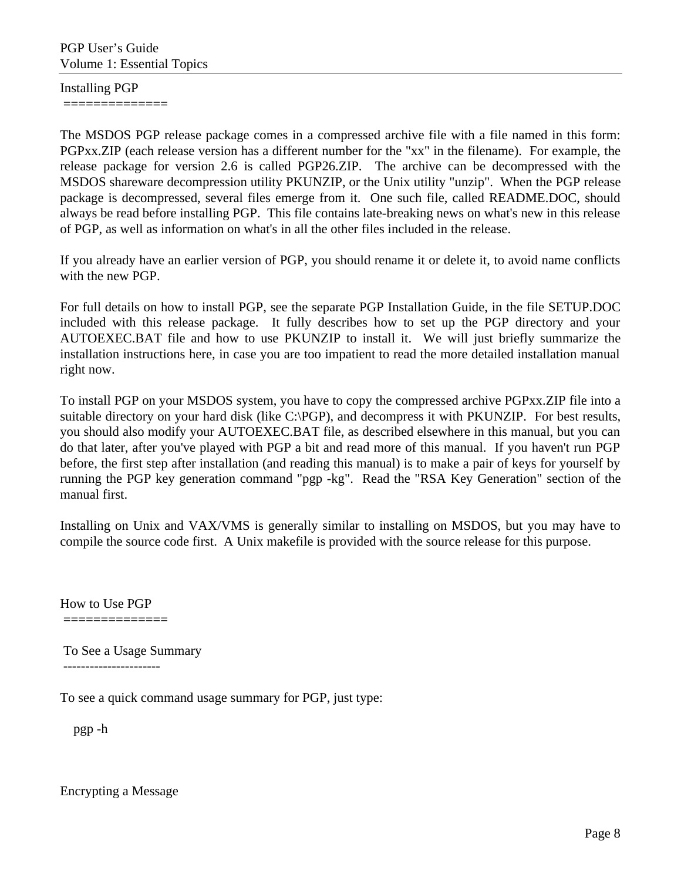## Installing PGP

The MSDOS PGP release package comes in a compressed archive file with a file named in this form: PGPxx.ZIP (each release version has a different number for the "xx" in the filename). For example, the release package for version 2.6 is called PGP26.ZIP. The archive can be decompressed with the MSDOS shareware decompression utility PKUNZIP, or the Unix utility "unzip". When the PGP release package is decompressed, several files emerge from it. One such file, called README.DOC, should always be read before installing PGP. This file contains late-breaking news on what's new in this release of PGP, as well as information on what's in all the other files included in the release.

If you already have an earlier version of PGP, you should rename it or delete it, to avoid name conflicts with the new PGP.

For full details on how to install PGP, see the separate PGP Installation Guide, in the file SETUP.DOC included with this release package. It fully describes how to set up the PGP directory and your AUTOEXEC.BAT file and how to use PKUNZIP to install it. We will just briefly summarize the installation instructions here, in case you are too impatient to read the more detailed installation manual right now.

To install PGP on your MSDOS system, you have to copy the compressed archive PGPxx.ZIP file into a suitable directory on your hard disk (like C:\PGP), and decompress it with PKUNZIP. For best results, you should also modify your AUTOEXEC.BAT file, as described elsewhere in this manual, but you can do that later, after you've played with PGP a bit and read more of this manual. If you haven't run PGP before, the first step after installation (and reading this manual) is to make a pair of keys for yourself by running the PGP key generation command "pgp -kg". Read the "RSA Key Generation" section of the manual first.

Installing on Unix and VAX/VMS is generally similar to installing on MSDOS, but you may have to compile the source code first. A Unix makefile is provided with the source release for this purpose.

## How to Use PGP

### To See a Usage Summary

To see a quick command usage summary for PGP, just type:

```
pgp -h
```

### Encrypting a Message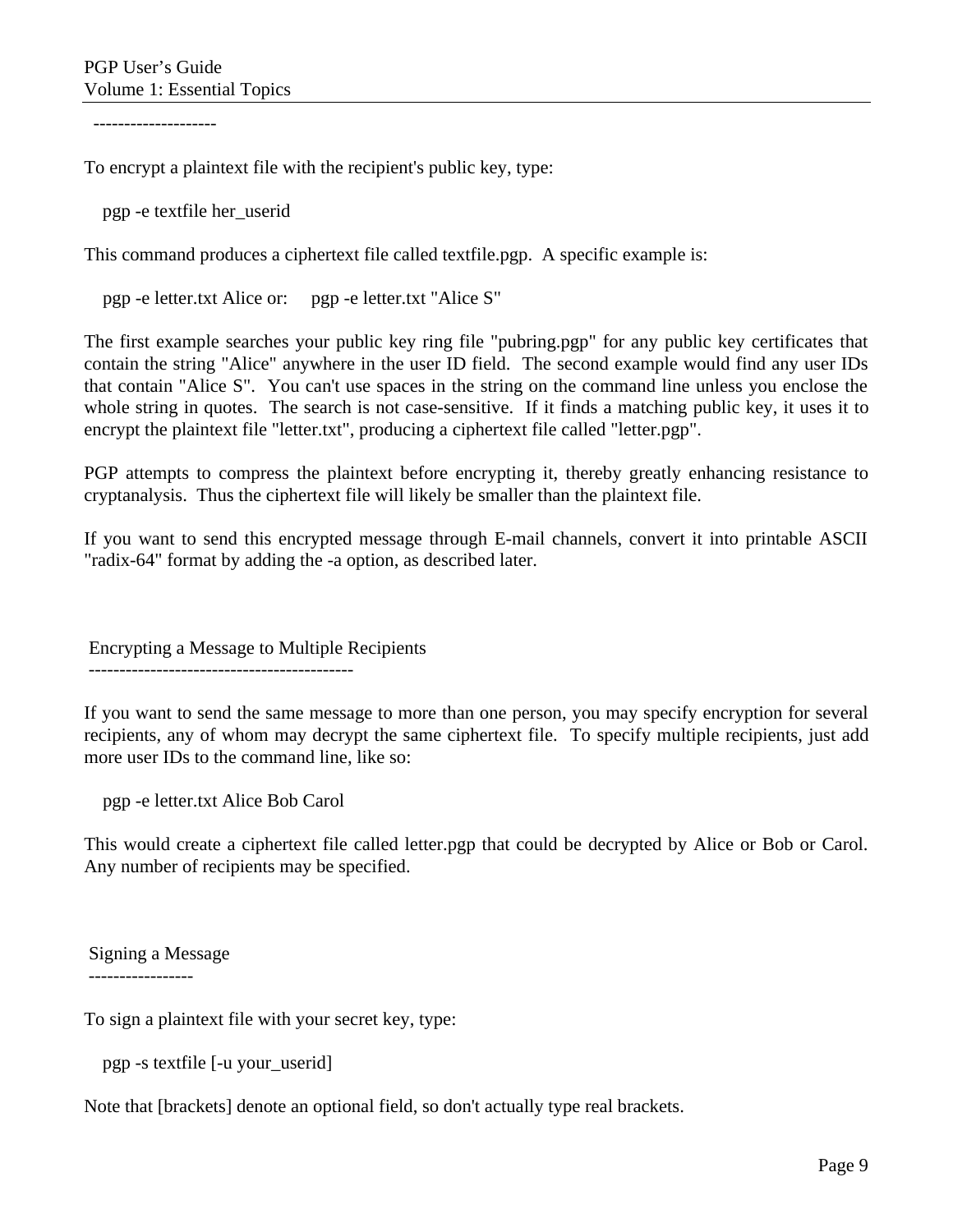--------------------

To encrypt a plaintext file with the recipient's public key, type:

```
pgp -e textfile her_userid
```

This command produces a ciphertext file called textfile.pgp.  A specific example is:

```
pgp -e letter.txt Alice or:     pgp -e letter.txt "Alice S"
```

The first example searches your public key ring file "pubring.pgp" for any public key certificates that contain the string "Alice" anywhere in the user ID field.  The second example would find any user IDs that contain "Alice S".  You can't use spaces in the string on the command line unless you enclose the whole string in quotes.  The search is not case-sensitive.  If it finds a matching public key, it uses it to encrypt the plaintext file "letter.txt", producing a ciphertext file called "letter.pgp".

PGP attempts to compress the plaintext before encrypting it, thereby greatly enhancing resistance to cryptanalysis.  Thus the ciphertext file will likely be smaller than the plaintext file.

If you want to send this encrypted message through E-mail channels, convert it into printable ASCII "radix-64" format by adding the -a option, as described later.

## Encrypting a Message to Multiple Recipients

If you want to send the same message to more than one person, you may specify encryption for several recipients, any of whom may decrypt the same ciphertext file.  To specify multiple recipients, just add more user IDs to the command line, like so:

```
pgp -e letter.txt Alice Bob Carol
```

This would create a ciphertext file called letter.pgp that could be decrypted by Alice or Bob or Carol. Any number of recipients may be specified.

## Signing a Message

To sign a plaintext file with your secret key, type:

```
pgp -s textfile [-u your_userid]
```

Note that [brackets] denote an optional field, so don't actually type real brackets.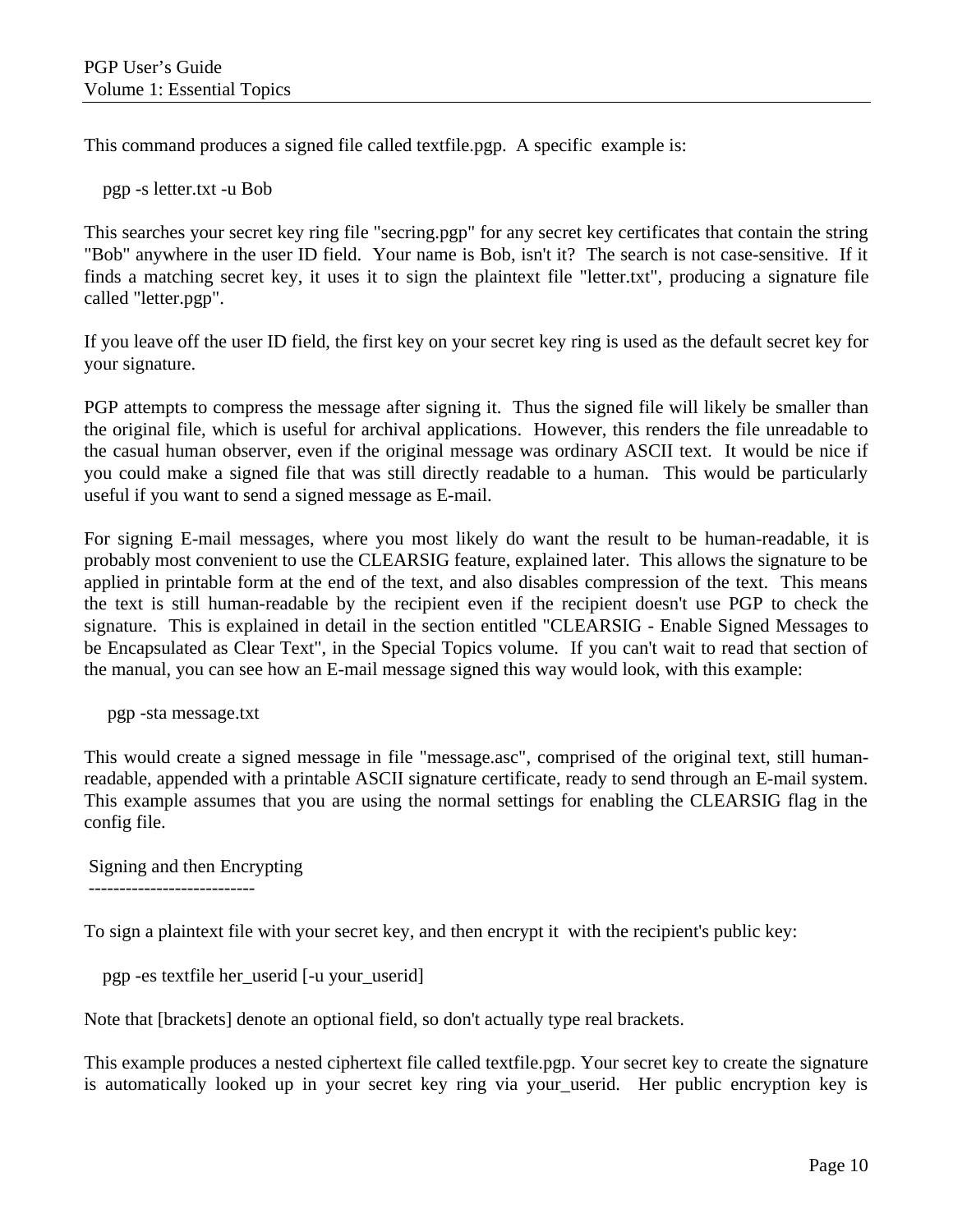This command produces a signed file called textfile.pgp.  A specific  example is:

```
pgp -s letter.txt -u Bob
```

This searches your secret key ring file "secring.pgp" for any secret key certificates that contain the string "Bob" anywhere in the user ID field.  Your name is Bob, isn't it?  The search is not case-sensitive.  If it finds a matching secret key, it uses it to sign the plaintext file "letter.txt", producing a signature file called "letter.pgp".

If you leave off the user ID field, the first key on your secret key ring is used as the default secret key for your signature.

PGP attempts to compress the message after signing it.  Thus the signed file will likely be smaller than the original file, which is useful for archival applications.  However, this renders the file unreadable to the casual human observer, even if the original message was ordinary ASCII text.  It would be nice if you could make a signed file that was still directly readable to a human.  This would be particularly useful if you want to send a signed message as E-mail.

For signing E-mail messages, where you most likely do want the result to be human-readable, it is probably most convenient to use the CLEARSIG feature, explained later.  This allows the signature to be applied in printable form at the end of the text, and also disables compression of the text.  This means the text is still human-readable by the recipient even if the recipient doesn't use PGP to check the signature.  This is explained in detail in the section entitled "CLEARSIG - Enable Signed Messages to be Encapsulated as Clear Text", in the Special Topics volume.  If you can't wait to read that section of the manual, you can see how an E-mail message signed this way would look, with this example:

```
pgp -sta message.txt
```

This would create a signed message in file "message.asc", comprised of the original text, still human-readable, appended with a printable ASCII signature certificate, ready to send through an E-mail system. This example assumes that you are using the normal settings for enabling the CLEARSIG flag in the config file.

## Signing and then Encrypting

To sign a plaintext file with your secret key, and then encrypt it  with the recipient's public key:

```
pgp -es textfile her_userid [-u your_userid]
```

Note that [brackets] denote an optional field, so don't actually type real brackets.

This example produces a nested ciphertext file called textfile.pgp. Your secret key to create the signature is automatically looked up in your secret key ring via your_userid.  Her public encryption key is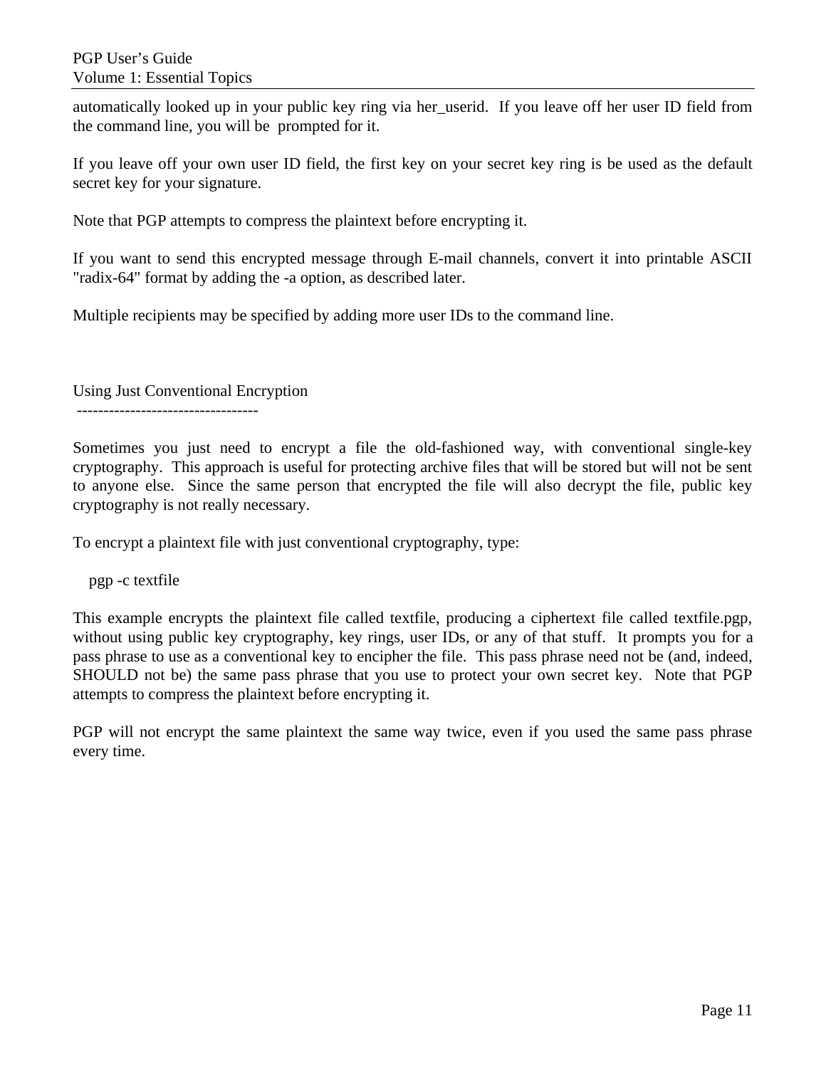automatically looked up in your public key ring via her_userid.  If you leave off her user ID field from the command line, you will be  prompted for it.

If you leave off your own user ID field, the first key on your secret key ring is be used as the default secret key for your signature.

Note that PGP attempts to compress the plaintext before encrypting it.

If you want to send this encrypted message through E-mail channels, convert it into printable ASCII "radix-64" format by adding the -a option, as described later.

Multiple recipients may be specified by adding more user IDs to the command line.

## Using Just Conventional Encryption

Sometimes you just need to encrypt a file the old-fashioned way, with conventional single-key cryptography.  This approach is useful for protecting archive files that will be stored but will not be sent to anyone else.  Since the same person that encrypted the file will also decrypt the file, public key cryptography is not really necessary.

To encrypt a plaintext file with just conventional cryptography, type:

```
pgp -c textfile
```

This example encrypts the plaintext file called textfile, producing a ciphertext file called textfile.pgp, without using public key cryptography, key rings, user IDs, or any of that stuff.  It prompts you for a pass phrase to use as a conventional key to encipher the file.  This pass phrase need not be (and, indeed, SHOULD not be) the same pass phrase that you use to protect your own secret key.  Note that PGP attempts to compress the plaintext before encrypting it.

PGP will not encrypt the same plaintext the same way twice, even if you used the same pass phrase every time.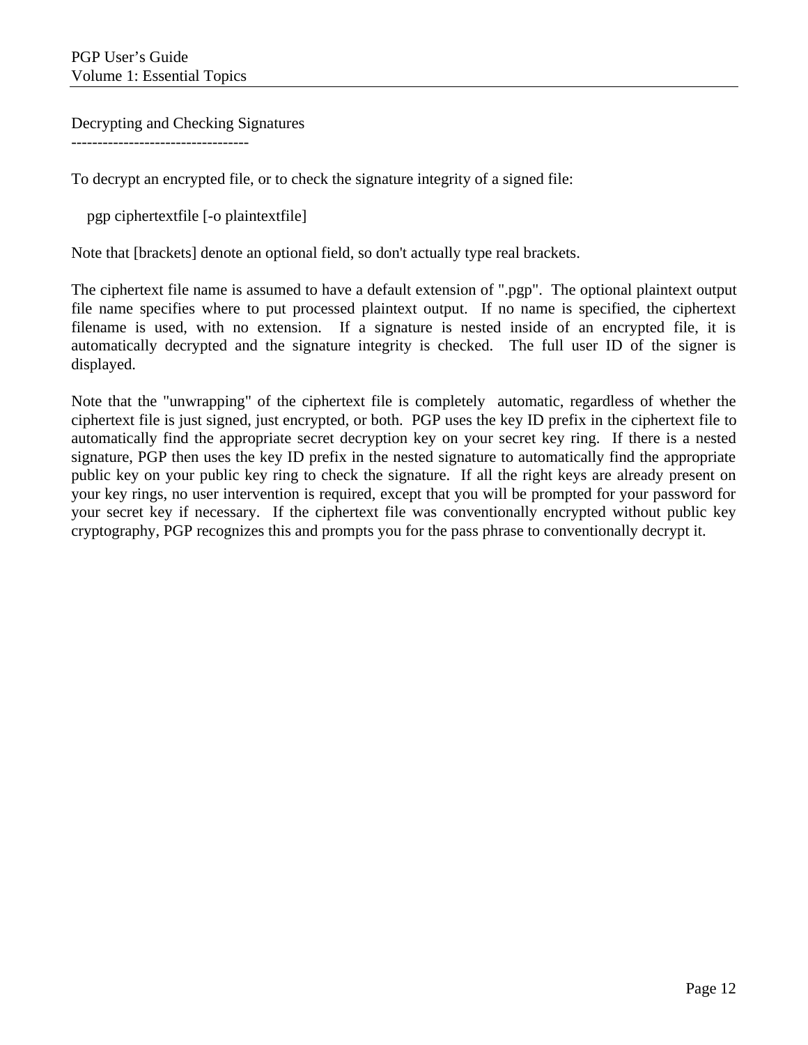## Decrypting and Checking Signatures

To decrypt an encrypted file, or to check the signature integrity of a signed file:

```
pgp ciphertextfile [-o plaintextfile]
```

Note that [brackets] denote an optional field, so don't actually type real brackets.

The ciphertext file name is assumed to have a default extension of ".pgp". The optional plaintext output file name specifies where to put processed plaintext output. If no name is specified, the ciphertext filename is used, with no extension. If a signature is nested inside of an encrypted file, it is automatically decrypted and the signature integrity is checked. The full user ID of the signer is displayed.

Note that the "unwrapping" of the ciphertext file is completely automatic, regardless of whether the ciphertext file is just signed, just encrypted, or both. PGP uses the key ID prefix in the ciphertext file to automatically find the appropriate secret decryption key on your secret key ring. If there is a nested signature, PGP then uses the key ID prefix in the nested signature to automatically find the appropriate public key on your public key ring to check the signature. If all the right keys are already present on your key rings, no user intervention is required, except that you will be prompted for your password for your secret key if necessary. If the ciphertext file was conventionally encrypted without public key cryptography, PGP recognizes this and prompts you for the pass phrase to conventionally decrypt it.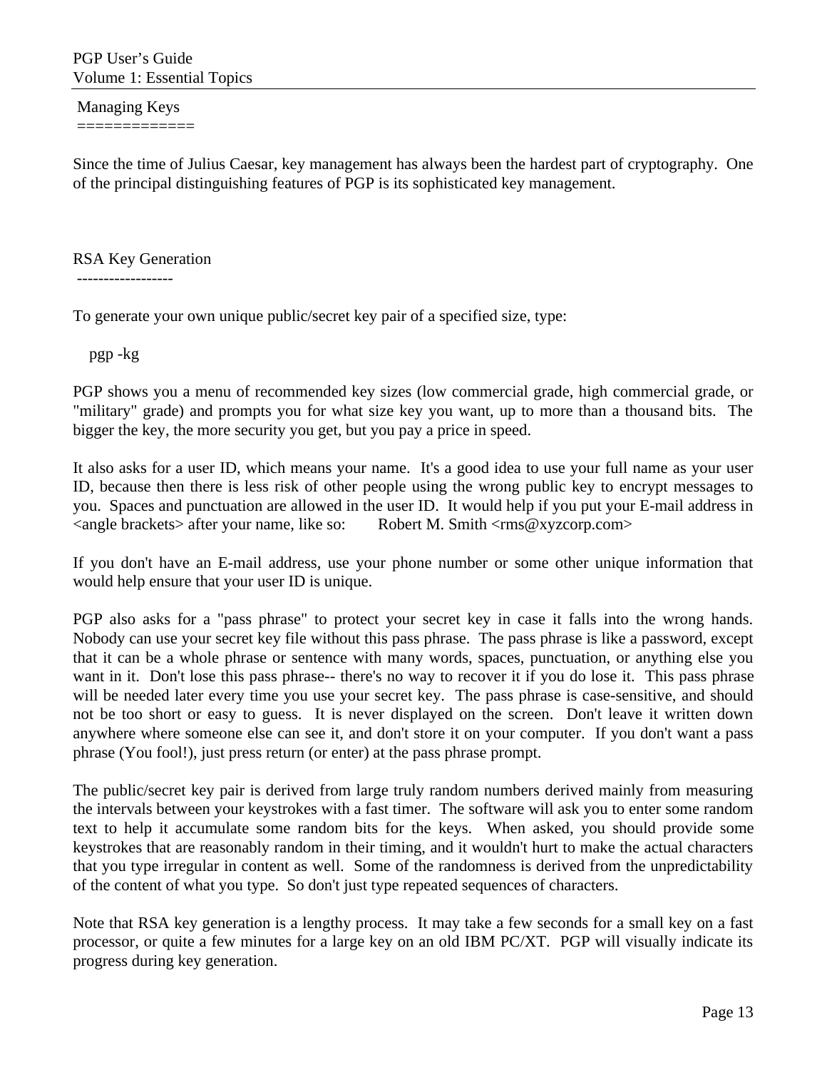## Managing Keys

Since the time of Julius Caesar, key management has always been the hardest part of cryptography. One of the principal distinguishing features of PGP is its sophisticated key management.

### RSA Key Generation

To generate your own unique public/secret key pair of a specified size, type:

```
pgp -kg
```

PGP shows you a menu of recommended key sizes (low commercial grade, high commercial grade, or "military" grade) and prompts you for what size key you want, up to more than a thousand bits. The bigger the key, the more security you get, but you pay a price in speed.

It also asks for a user ID, which means your name. It's a good idea to use your full name as your user ID, because then there is less risk of other people using the wrong public key to encrypt messages to you. Spaces and punctuation are allowed in the user ID. It would help if you put your E-mail address in <angle brackets> after your name, like so: Robert M. Smith <rms@xyzcorp.com>

If you don't have an E-mail address, use your phone number or some other unique information that would help ensure that your user ID is unique.

PGP also asks for a "pass phrase" to protect your secret key in case it falls into the wrong hands. Nobody can use your secret key file without this pass phrase. The pass phrase is like a password, except that it can be a whole phrase or sentence with many words, spaces, punctuation, or anything else you want in it. Don't lose this pass phrase-- there's no way to recover it if you do lose it. This pass phrase will be needed later every time you use your secret key. The pass phrase is case-sensitive, and should not be too short or easy to guess. It is never displayed on the screen. Don't leave it written down anywhere where someone else can see it, and don't store it on your computer. If you don't want a pass phrase (You fool!), just press return (or enter) at the pass phrase prompt.

The public/secret key pair is derived from large truly random numbers derived mainly from measuring the intervals between your keystrokes with a fast timer. The software will ask you to enter some random text to help it accumulate some random bits for the keys. When asked, you should provide some keystrokes that are reasonably random in their timing, and it wouldn't hurt to make the actual characters that you type irregular in content as well. Some of the randomness is derived from the unpredictability of the content of what you type. So don't just type repeated sequences of characters.

Note that RSA key generation is a lengthy process. It may take a few seconds for a small key on a fast processor, or quite a few minutes for a large key on an old IBM PC/XT. PGP will visually indicate its progress during key generation.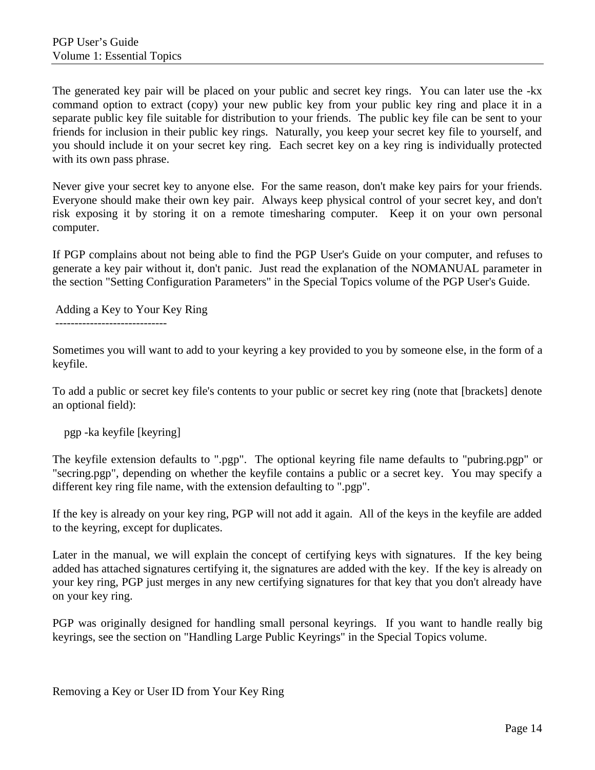The generated key pair will be placed on your public and secret key rings. You can later use the -kx command option to extract (copy) your new public key from your public key ring and place it in a separate public key file suitable for distribution to your friends. The public key file can be sent to your friends for inclusion in their public key rings. Naturally, you keep your secret key file to yourself, and you should include it on your secret key ring. Each secret key on a key ring is individually protected with its own pass phrase.

Never give your secret key to anyone else. For the same reason, don't make key pairs for your friends. Everyone should make their own key pair. Always keep physical control of your secret key, and don't risk exposing it by storing it on a remote timesharing computer. Keep it on your own personal computer.

If PGP complains about not being able to find the PGP User's Guide on your computer, and refuses to generate a key pair without it, don't panic. Just read the explanation of the NOMANUAL parameter in the section "Setting Configuration Parameters" in the Special Topics volume of the PGP User's Guide.

## Adding a Key to Your Key Ring

Sometimes you will want to add to your keyring a key provided to you by someone else, in the form of a keyfile.

To add a public or secret key file's contents to your public or secret key ring (note that [brackets] denote an optional field):

```
pgp -ka keyfile [keyring]
```

The keyfile extension defaults to ".pgp". The optional keyring file name defaults to "pubring.pgp" or "secring.pgp", depending on whether the keyfile contains a public or a secret key. You may specify a different key ring file name, with the extension defaulting to ".pgp".

If the key is already on your key ring, PGP will not add it again. All of the keys in the keyfile are added to the keyring, except for duplicates.

Later in the manual, we will explain the concept of certifying keys with signatures. If the key being added has attached signatures certifying it, the signatures are added with the key. If the key is already on your key ring, PGP just merges in any new certifying signatures for that key that you don't already have on your key ring.

PGP was originally designed for handling small personal keyrings. If you want to handle really big keyrings, see the section on "Handling Large Public Keyrings" in the Special Topics volume.

## Removing a Key or User ID from Your Key Ring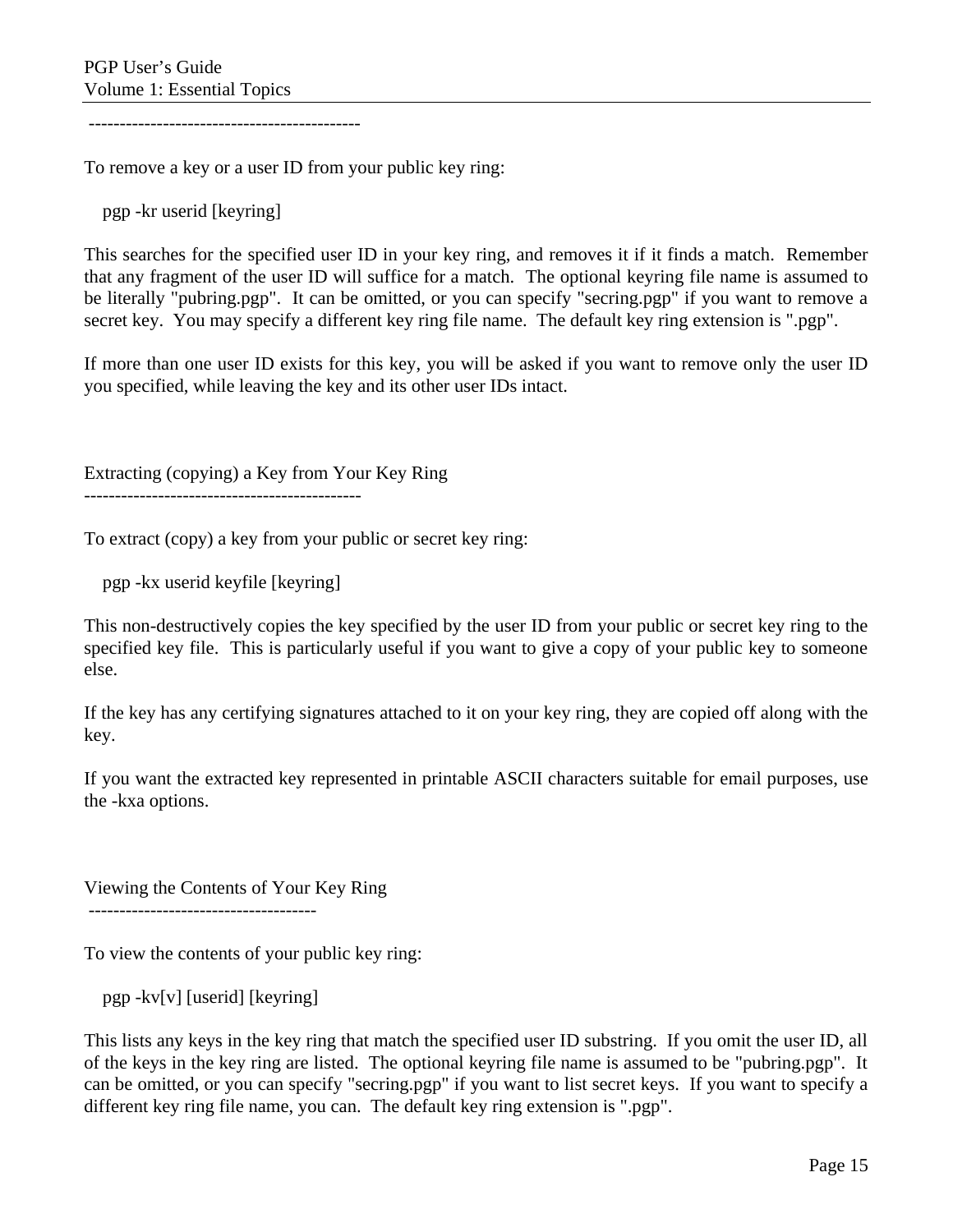---

To remove a key or a user ID from your public key ring:

```
pgp -kr userid [keyring]
```

This searches for the specified user ID in your key ring, and removes it if it finds a match. Remember that any fragment of the user ID will suffice for a match. The optional keyring file name is assumed to be literally "pubring.pgp". It can be omitted, or you can specify "secring.pgp" if you want to remove a secret key. You may specify a different key ring file name. The default key ring extension is ".pgp".

If more than one user ID exists for this key, you will be asked if you want to remove only the user ID you specified, while leaving the key and its other user IDs intact.

## Extracting (copying) a Key from Your Key Ring

To extract (copy) a key from your public or secret key ring:

```
pgp -kx userid keyfile [keyring]
```

This non-destructively copies the key specified by the user ID from your public or secret key ring to the specified key file. This is particularly useful if you want to give a copy of your public key to someone else.

If the key has any certifying signatures attached to it on your key ring, they are copied off along with the key.

If you want the extracted key represented in printable ASCII characters suitable for email purposes, use the -kxa options.

## Viewing the Contents of Your Key Ring

To view the contents of your public key ring:

```
pgp -kv[v] [userid] [keyring]
```

This lists any keys in the key ring that match the specified user ID substring. If you omit the user ID, all of the keys in the key ring are listed. The optional keyring file name is assumed to be "pubring.pgp". It can be omitted, or you can specify "secring.pgp" if you want to list secret keys. If you want to specify a different key ring file name, you can. The default key ring extension is ".pgp".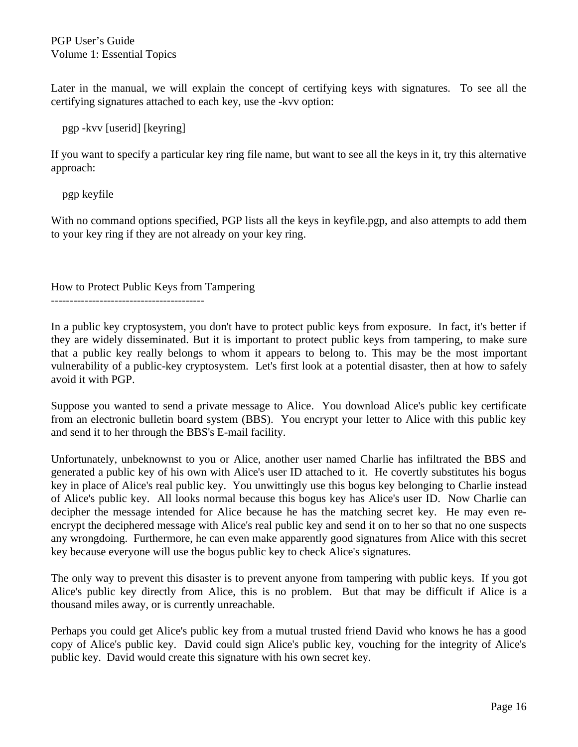Later in the manual, we will explain the concept of certifying keys with signatures. To see all the certifying signatures attached to each key, use the -kvv option:

```
pgp -kvv [userid] [keyring]
```

If you want to specify a particular key ring file name, but want to see all the keys in it, try this alternative approach:

```
pgp keyfile
```

With no command options specified, PGP lists all the keys in keyfile.pgp, and also attempts to add them to your key ring if they are not already on your key ring.

## How to Protect Public Keys from Tampering

In a public key cryptosystem, you don't have to protect public keys from exposure. In fact, it's better if they are widely disseminated. But it is important to protect public keys from tampering, to make sure that a public key really belongs to whom it appears to belong to. This may be the most important vulnerability of a public-key cryptosystem. Let's first look at a potential disaster, then at how to safely avoid it with PGP.

Suppose you wanted to send a private message to Alice. You download Alice's public key certificate from an electronic bulletin board system (BBS). You encrypt your letter to Alice with this public key and send it to her through the BBS's E-mail facility.

Unfortunately, unbeknownst to you or Alice, another user named Charlie has infiltrated the BBS and generated a public key of his own with Alice's user ID attached to it. He covertly substitutes his bogus key in place of Alice's real public key. You unwittingly use this bogus key belonging to Charlie instead of Alice's public key. All looks normal because this bogus key has Alice's user ID. Now Charlie can decipher the message intended for Alice because he has the matching secret key. He may even re-encrypt the deciphered message with Alice's real public key and send it on to her so that no one suspects any wrongdoing. Furthermore, he can even make apparently good signatures from Alice with this secret key because everyone will use the bogus public key to check Alice's signatures.

The only way to prevent this disaster is to prevent anyone from tampering with public keys. If you got Alice's public key directly from Alice, this is no problem. But that may be difficult if Alice is a thousand miles away, or is currently unreachable.

Perhaps you could get Alice's public key from a mutual trusted friend David who knows he has a good copy of Alice's public key. David could sign Alice's public key, vouching for the integrity of Alice's public key. David would create this signature with his own secret key.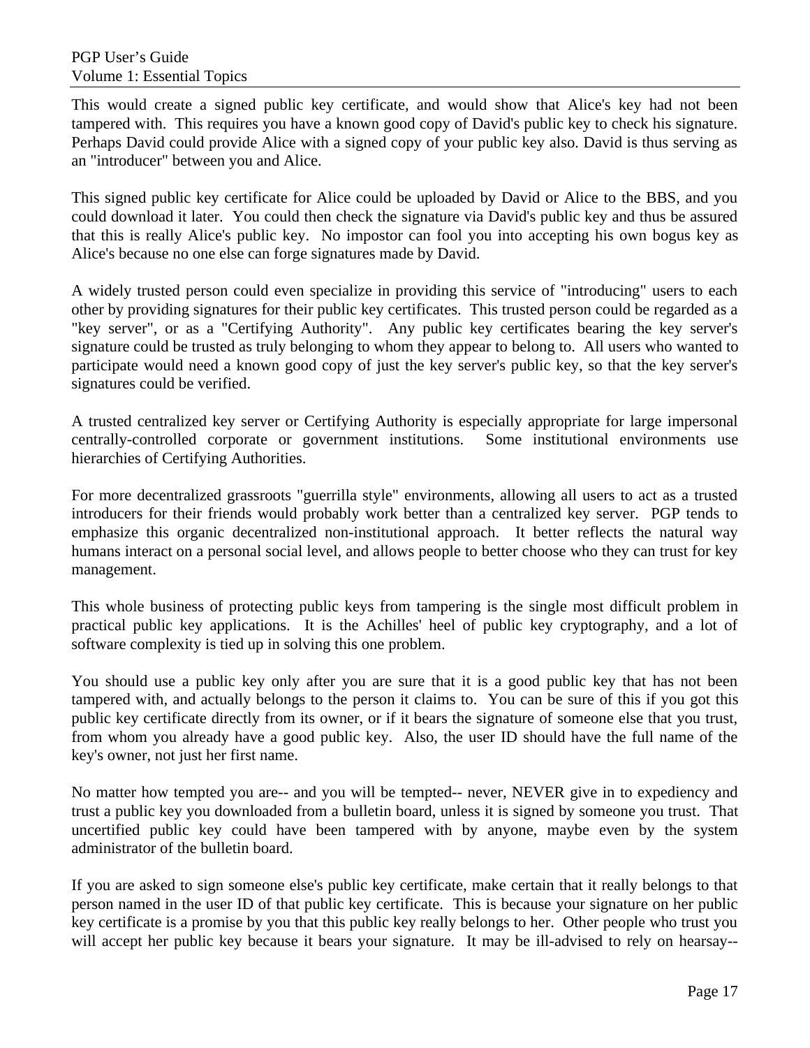This would create a signed public key certificate, and would show that Alice's key had not been tampered with. This requires you have a known good copy of David's public key to check his signature. Perhaps David could provide Alice with a signed copy of your public key also. David is thus serving as an "introducer" between you and Alice.

This signed public key certificate for Alice could be uploaded by David or Alice to the BBS, and you could download it later. You could then check the signature via David's public key and thus be assured that this is really Alice's public key. No impostor can fool you into accepting his own bogus key as Alice's because no one else can forge signatures made by David.

A widely trusted person could even specialize in providing this service of "introducing" users to each other by providing signatures for their public key certificates. This trusted person could be regarded as a "key server", or as a "Certifying Authority". Any public key certificates bearing the key server's signature could be trusted as truly belonging to whom they appear to belong to. All users who wanted to participate would need a known good copy of just the key server's public key, so that the key server's signatures could be verified.

A trusted centralized key server or Certifying Authority is especially appropriate for large impersonal centrally-controlled corporate or government institutions. Some institutional environments use hierarchies of Certifying Authorities.

For more decentralized grassroots "guerrilla style" environments, allowing all users to act as a trusted introducers for their friends would probably work better than a centralized key server. PGP tends to emphasize this organic decentralized non-institutional approach. It better reflects the natural way humans interact on a personal social level, and allows people to better choose who they can trust for key management.

This whole business of protecting public keys from tampering is the single most difficult problem in practical public key applications. It is the Achilles' heel of public key cryptography, and a lot of software complexity is tied up in solving this one problem.

You should use a public key only after you are sure that it is a good public key that has not been tampered with, and actually belongs to the person it claims to. You can be sure of this if you got this public key certificate directly from its owner, or if it bears the signature of someone else that you trust, from whom you already have a good public key. Also, the user ID should have the full name of the key's owner, not just her first name.

No matter how tempted you are-- and you will be tempted-- never, NEVER give in to expediency and trust a public key you downloaded from a bulletin board, unless it is signed by someone you trust. That uncertified public key could have been tampered with by anyone, maybe even by the system administrator of the bulletin board.

If you are asked to sign someone else's public key certificate, make certain that it really belongs to that person named in the user ID of that public key certificate. This is because your signature on her public key certificate is a promise by you that this public key really belongs to her. Other people who trust you will accept her public key because it bears your signature. It may be ill-advised to rely on hearsay--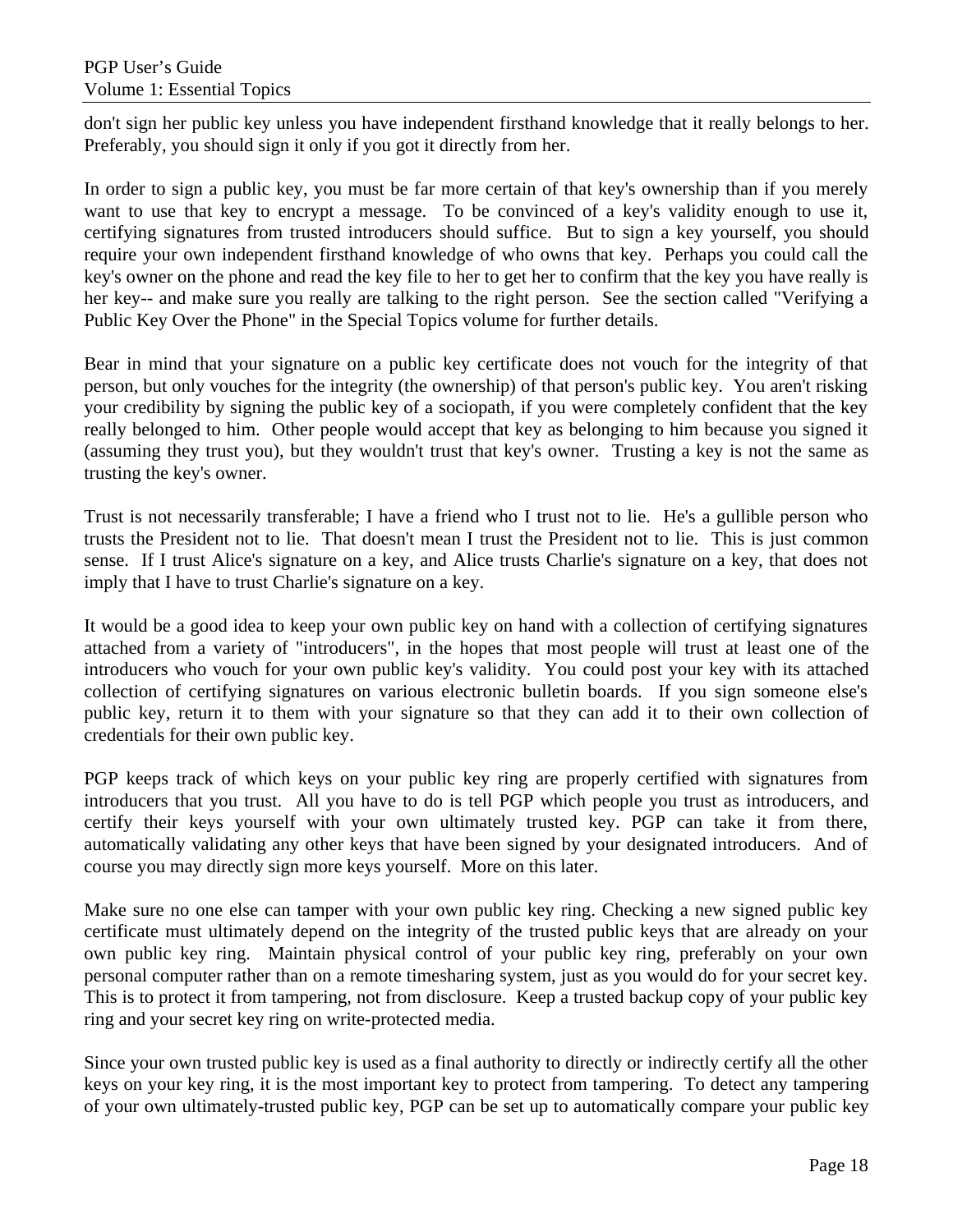don't sign her public key unless you have independent firsthand knowledge that it really belongs to her. Preferably, you should sign it only if you got it directly from her.

In order to sign a public key, you must be far more certain of that key's ownership than if you merely want to use that key to encrypt a message. To be convinced of a key's validity enough to use it, certifying signatures from trusted introducers should suffice. But to sign a key yourself, you should require your own independent firsthand knowledge of who owns that key. Perhaps you could call the key's owner on the phone and read the key file to her to get her to confirm that the key you have really is her key-- and make sure you really are talking to the right person. See the section called "Verifying a Public Key Over the Phone" in the Special Topics volume for further details.

Bear in mind that your signature on a public key certificate does not vouch for the integrity of that person, but only vouches for the integrity (the ownership) of that person's public key. You aren't risking your credibility by signing the public key of a sociopath, if you were completely confident that the key really belonged to him. Other people would accept that key as belonging to him because you signed it (assuming they trust you), but they wouldn't trust that key's owner. Trusting a key is not the same as trusting the key's owner.

Trust is not necessarily transferable; I have a friend who I trust not to lie. He's a gullible person who trusts the President not to lie. That doesn't mean I trust the President not to lie. This is just common sense. If I trust Alice's signature on a key, and Alice trusts Charlie's signature on a key, that does not imply that I have to trust Charlie's signature on a key.

It would be a good idea to keep your own public key on hand with a collection of certifying signatures attached from a variety of "introducers", in the hopes that most people will trust at least one of the introducers who vouch for your own public key's validity. You could post your key with its attached collection of certifying signatures on various electronic bulletin boards. If you sign someone else's public key, return it to them with your signature so that they can add it to their own collection of credentials for their own public key.

PGP keeps track of which keys on your public key ring are properly certified with signatures from introducers that you trust. All you have to do is tell PGP which people you trust as introducers, and certify their keys yourself with your own ultimately trusted key. PGP can take it from there, automatically validating any other keys that have been signed by your designated introducers. And of course you may directly sign more keys yourself. More on this later.

Make sure no one else can tamper with your own public key ring. Checking a new signed public key certificate must ultimately depend on the integrity of the trusted public keys that are already on your own public key ring. Maintain physical control of your public key ring, preferably on your own personal computer rather than on a remote timesharing system, just as you would do for your secret key. This is to protect it from tampering, not from disclosure. Keep a trusted backup copy of your public key ring and your secret key ring on write-protected media.

Since your own trusted public key is used as a final authority to directly or indirectly certify all the other keys on your key ring, it is the most important key to protect from tampering. To detect any tampering of your own ultimately-trusted public key, PGP can be set up to automatically compare your public key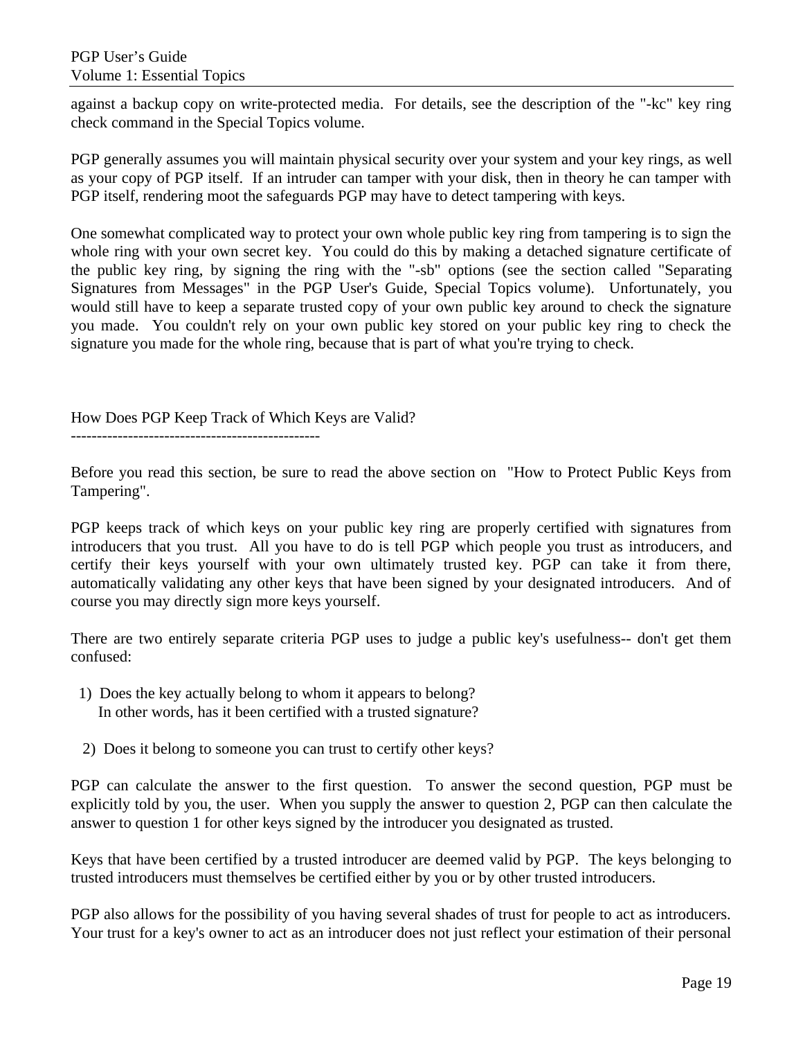against a backup copy on write-protected media. For details, see the description of the "-kc" key ring check command in the Special Topics volume.

PGP generally assumes you will maintain physical security over your system and your key rings, as well as your copy of PGP itself. If an intruder can tamper with your disk, then in theory he can tamper with PGP itself, rendering moot the safeguards PGP may have to detect tampering with keys.

One somewhat complicated way to protect your own whole public key ring from tampering is to sign the whole ring with your own secret key. You could do this by making a detached signature certificate of the public key ring, by signing the ring with the "-sb" options (see the section called "Separating Signatures from Messages" in the PGP User's Guide, Special Topics volume). Unfortunately, you would still have to keep a separate trusted copy of your own public key around to check the signature you made. You couldn't rely on your own public key stored on your public key ring to check the signature you made for the whole ring, because that is part of what you're trying to check.

## How Does PGP Keep Track of Which Keys are Valid?

Before you read this section, be sure to read the above section on "How to Protect Public Keys from Tampering".

PGP keeps track of which keys on your public key ring are properly certified with signatures from introducers that you trust. All you have to do is tell PGP which people you trust as introducers, and certify their keys yourself with your own ultimately trusted key. PGP can take it from there, automatically validating any other keys that have been signed by your designated introducers. And of course you may directly sign more keys yourself.

There are two entirely separate criteria PGP uses to judge a public key's usefulness-- don't get them confused:

1) Does the key actually belong to whom it appears to belong?
   In other words, has it been certified with a trusted signature?

2) Does it belong to someone you can trust to certify other keys?

PGP can calculate the answer to the first question. To answer the second question, PGP must be explicitly told by you, the user. When you supply the answer to question 2, PGP can then calculate the answer to question 1 for other keys signed by the introducer you designated as trusted.

Keys that have been certified by a trusted introducer are deemed valid by PGP. The keys belonging to trusted introducers must themselves be certified either by you or by other trusted introducers.

PGP also allows for the possibility of you having several shades of trust for people to act as introducers. Your trust for a key's owner to act as an introducer does not just reflect your estimation of their personal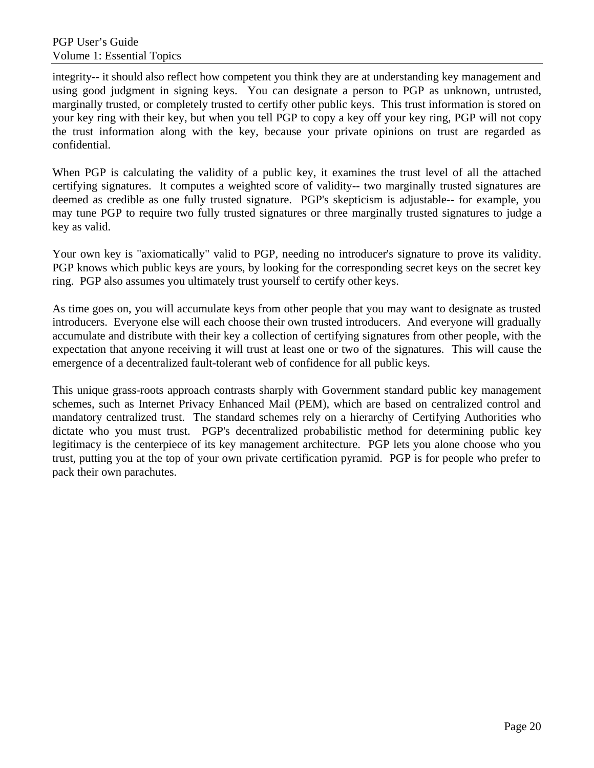integrity-- it should also reflect how competent you think they are at understanding key management and using good judgment in signing keys. You can designate a person to PGP as unknown, untrusted, marginally trusted, or completely trusted to certify other public keys. This trust information is stored on your key ring with their key, but when you tell PGP to copy a key off your key ring, PGP will not copy the trust information along with the key, because your private opinions on trust are regarded as confidential.

When PGP is calculating the validity of a public key, it examines the trust level of all the attached certifying signatures. It computes a weighted score of validity-- two marginally trusted signatures are deemed as credible as one fully trusted signature. PGP's skepticism is adjustable-- for example, you may tune PGP to require two fully trusted signatures or three marginally trusted signatures to judge a key as valid.

Your own key is "axiomatically" valid to PGP, needing no introducer's signature to prove its validity. PGP knows which public keys are yours, by looking for the corresponding secret keys on the secret key ring. PGP also assumes you ultimately trust yourself to certify other keys.

As time goes on, you will accumulate keys from other people that you may want to designate as trusted introducers. Everyone else will each choose their own trusted introducers. And everyone will gradually accumulate and distribute with their key a collection of certifying signatures from other people, with the expectation that anyone receiving it will trust at least one or two of the signatures. This will cause the emergence of a decentralized fault-tolerant web of confidence for all public keys.

This unique grass-roots approach contrasts sharply with Government standard public key management schemes, such as Internet Privacy Enhanced Mail (PEM), which are based on centralized control and mandatory centralized trust. The standard schemes rely on a hierarchy of Certifying Authorities who dictate who you must trust. PGP's decentralized probabilistic method for determining public key legitimacy is the centerpiece of its key management architecture. PGP lets you alone choose who you trust, putting you at the top of your own private certification pyramid. PGP is for people who prefer to pack their own parachutes.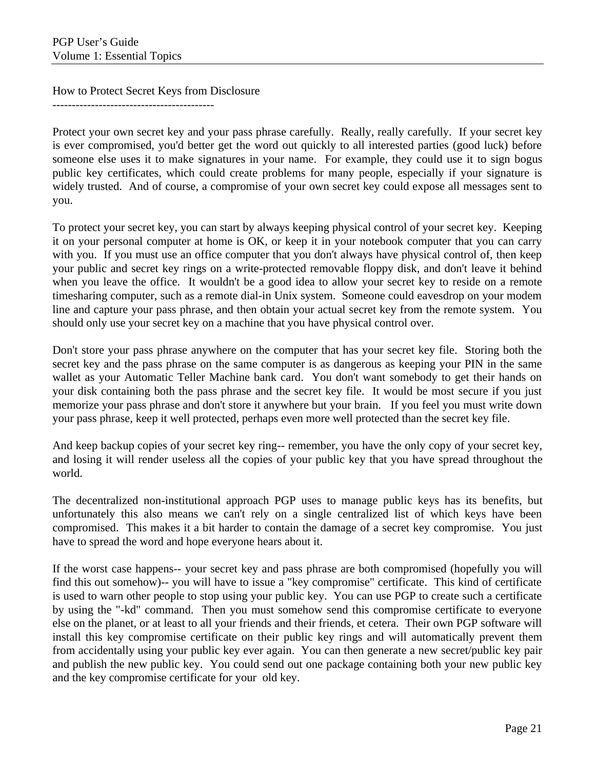## How to Protect Secret Keys from Disclosure

Protect your own secret key and your pass phrase carefully. Really, really carefully. If your secret key is ever compromised, you'd better get the word out quickly to all interested parties (good luck) before someone else uses it to make signatures in your name. For example, they could use it to sign bogus public key certificates, which could create problems for many people, especially if your signature is widely trusted. And of course, a compromise of your own secret key could expose all messages sent to you.

To protect your secret key, you can start by always keeping physical control of your secret key. Keeping it on your personal computer at home is OK, or keep it in your notebook computer that you can carry with you. If you must use an office computer that you don't always have physical control of, then keep your public and secret key rings on a write-protected removable floppy disk, and don't leave it behind when you leave the office. It wouldn't be a good idea to allow your secret key to reside on a remote timesharing computer, such as a remote dial-in Unix system. Someone could eavesdrop on your modem line and capture your pass phrase, and then obtain your actual secret key from the remote system. You should only use your secret key on a machine that you have physical control over.

Don't store your pass phrase anywhere on the computer that has your secret key file. Storing both the secret key and the pass phrase on the same computer is as dangerous as keeping your PIN in the same wallet as your Automatic Teller Machine bank card. You don't want somebody to get their hands on your disk containing both the pass phrase and the secret key file. It would be most secure if you just memorize your pass phrase and don't store it anywhere but your brain. If you feel you must write down your pass phrase, keep it well protected, perhaps even more well protected than the secret key file.

And keep backup copies of your secret key ring-- remember, you have the only copy of your secret key, and losing it will render useless all the copies of your public key that you have spread throughout the world.

The decentralized non-institutional approach PGP uses to manage public keys has its benefits, but unfortunately this also means we can't rely on a single centralized list of which keys have been compromised. This makes it a bit harder to contain the damage of a secret key compromise. You just have to spread the word and hope everyone hears about it.

If the worst case happens-- your secret key and pass phrase are both compromised (hopefully you will find this out somehow)-- you will have to issue a "key compromise" certificate. This kind of certificate is used to warn other people to stop using your public key. You can use PGP to create such a certificate by using the "-kd" command. Then you must somehow send this compromise certificate to everyone else on the planet, or at least to all your friends and their friends, et cetera. Their own PGP software will install this key compromise certificate on their public key rings and will automatically prevent them from accidentally using your public key ever again. You can then generate a new secret/public key pair and publish the new public key. You could send out one package containing both your new public key and the key compromise certificate for your old key.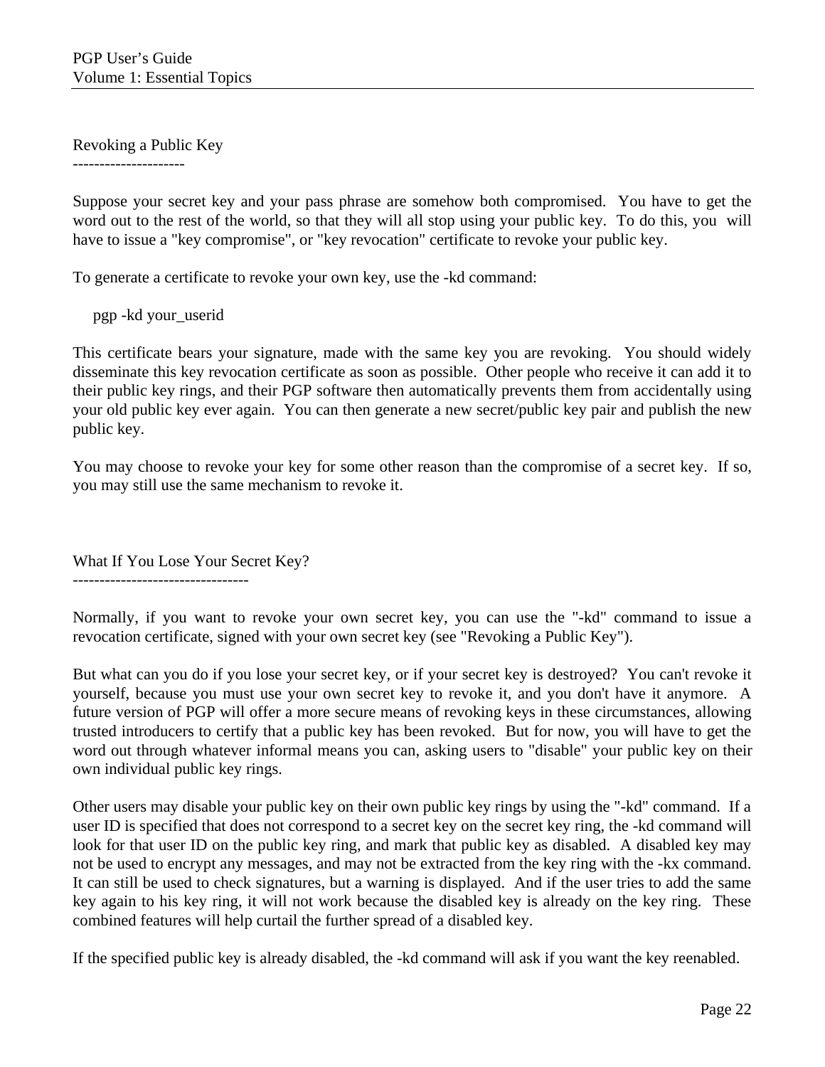## Revoking a Public Key

Suppose your secret key and your pass phrase are somehow both compromised. You have to get the word out to the rest of the world, so that they will all stop using your public key. To do this, you will have to issue a "key compromise", or "key revocation" certificate to revoke your public key.

To generate a certificate to revoke your own key, use the -kd command:

```
pgp -kd your_userid
```

This certificate bears your signature, made with the same key you are revoking. You should widely disseminate this key revocation certificate as soon as possible. Other people who receive it can add it to their public key rings, and their PGP software then automatically prevents them from accidentally using your old public key ever again. You can then generate a new secret/public key pair and publish the new public key.

You may choose to revoke your key for some other reason than the compromise of a secret key. If so, you may still use the same mechanism to revoke it.

## What If You Lose Your Secret Key?

Normally, if you want to revoke your own secret key, you can use the "-kd" command to issue a revocation certificate, signed with your own secret key (see "Revoking a Public Key").

But what can you do if you lose your secret key, or if your secret key is destroyed? You can't revoke it yourself, because you must use your own secret key to revoke it, and you don't have it anymore. A future version of PGP will offer a more secure means of revoking keys in these circumstances, allowing trusted introducers to certify that a public key has been revoked. But for now, you will have to get the word out through whatever informal means you can, asking users to "disable" your public key on their own individual public key rings.

Other users may disable your public key on their own public key rings by using the "-kd" command. If a user ID is specified that does not correspond to a secret key on the secret key ring, the -kd command will look for that user ID on the public key ring, and mark that public key as disabled. A disabled key may not be used to encrypt any messages, and may not be extracted from the key ring with the -kx command. It can still be used to check signatures, but a warning is displayed. And if the user tries to add the same key again to his key ring, it will not work because the disabled key is already on the key ring. These combined features will help curtail the further spread of a disabled key.

If the specified public key is already disabled, the -kd command will ask if you want the key reenabled.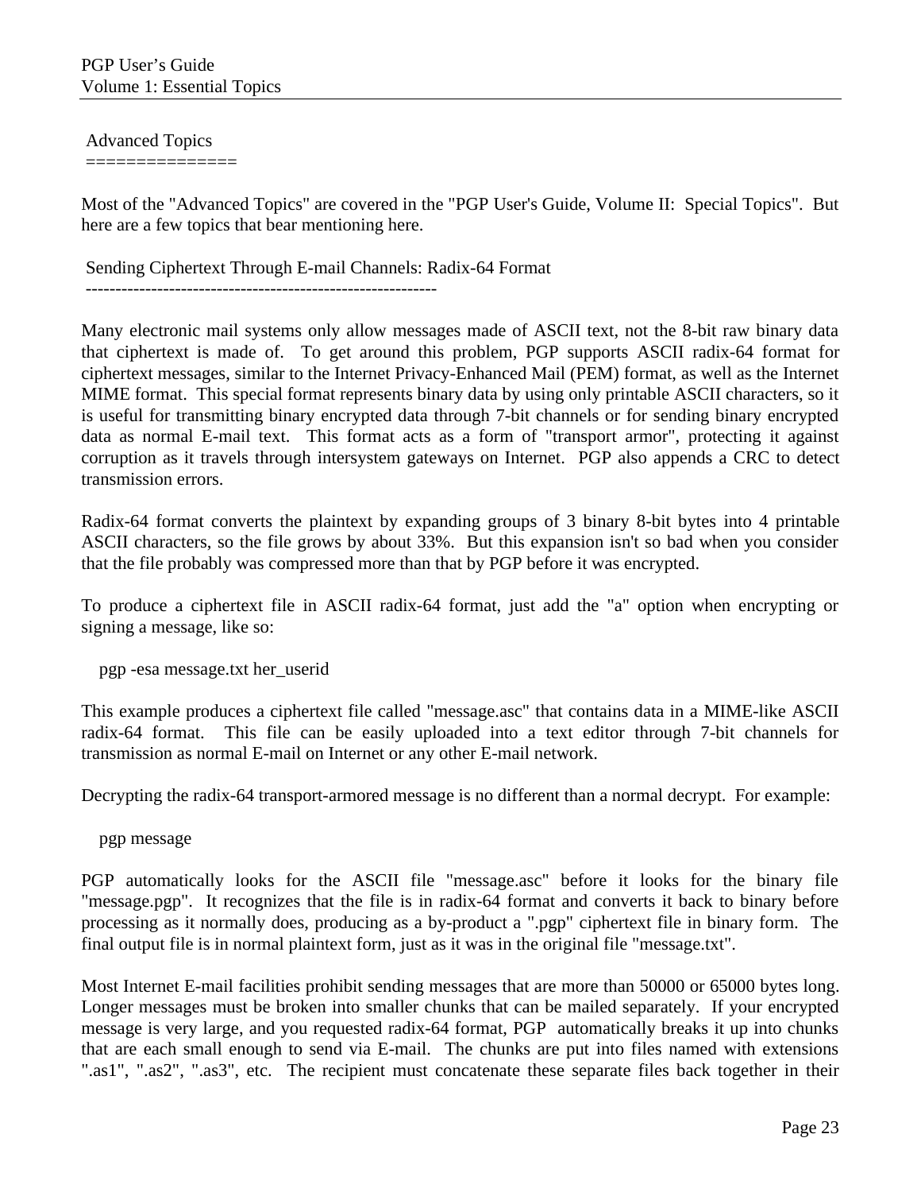## Advanced Topics

Most of the "Advanced Topics" are covered in the "PGP User's Guide, Volume II: Special Topics". But here are a few topics that bear mentioning here.

### Sending Ciphertext Through E-mail Channels: Radix-64 Format

Many electronic mail systems only allow messages made of ASCII text, not the 8-bit raw binary data that ciphertext is made of. To get around this problem, PGP supports ASCII radix-64 format for ciphertext messages, similar to the Internet Privacy-Enhanced Mail (PEM) format, as well as the Internet MIME format. This special format represents binary data by using only printable ASCII characters, so it is useful for transmitting binary encrypted data through 7-bit channels or for sending binary encrypted data as normal E-mail text. This format acts as a form of "transport armor", protecting it against corruption as it travels through intersystem gateways on Internet. PGP also appends a CRC to detect transmission errors.

Radix-64 format converts the plaintext by expanding groups of 3 binary 8-bit bytes into 4 printable ASCII characters, so the file grows by about 33%. But this expansion isn't so bad when you consider that the file probably was compressed more than that by PGP before it was encrypted.

To produce a ciphertext file in ASCII radix-64 format, just add the "a" option when encrypting or signing a message, like so:

```
pgp -esa message.txt her_userid
```

This example produces a ciphertext file called "message.asc" that contains data in a MIME-like ASCII radix-64 format. This file can be easily uploaded into a text editor through 7-bit channels for transmission as normal E-mail on Internet or any other E-mail network.

Decrypting the radix-64 transport-armored message is no different than a normal decrypt. For example:

```
pgp message
```

PGP automatically looks for the ASCII file "message.asc" before it looks for the binary file "message.pgp". It recognizes that the file is in radix-64 format and converts it back to binary before processing as it normally does, producing as a by-product a ".pgp" ciphertext file in binary form. The final output file is in normal plaintext form, just as it was in the original file "message.txt".

Most Internet E-mail facilities prohibit sending messages that are more than 50000 or 65000 bytes long. Longer messages must be broken into smaller chunks that can be mailed separately. If your encrypted message is very large, and you requested radix-64 format, PGP automatically breaks it up into chunks that are each small enough to send via E-mail. The chunks are put into files named with extensions ".as1", ".as2", ".as3", etc. The recipient must concatenate these separate files back together in their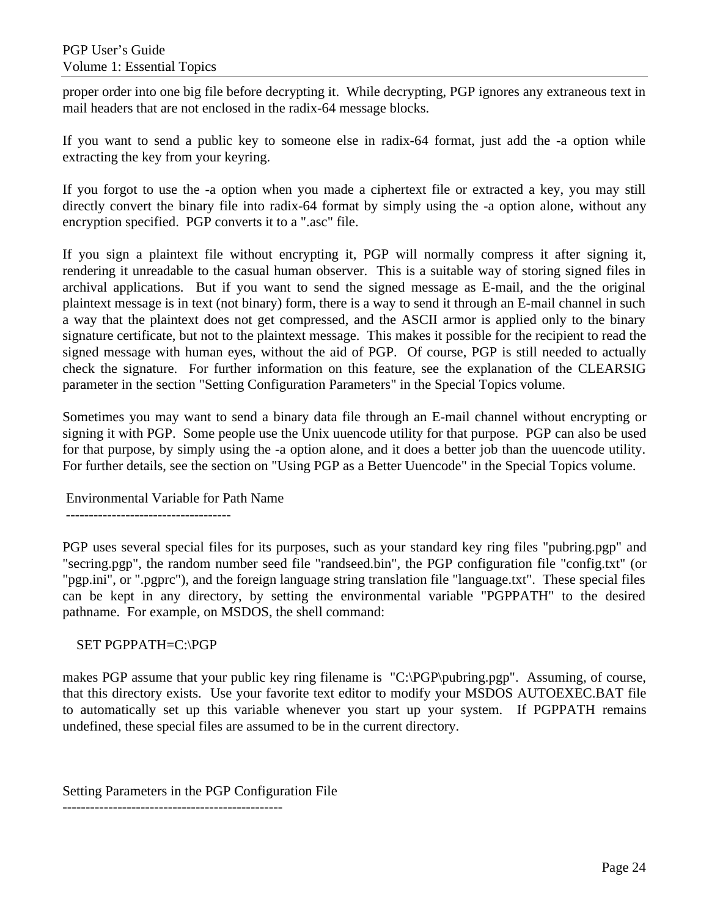proper order into one big file before decrypting it. While decrypting, PGP ignores any extraneous text in mail headers that are not enclosed in the radix-64 message blocks.

If you want to send a public key to someone else in radix-64 format, just add the -a option while extracting the key from your keyring.

If you forgot to use the -a option when you made a ciphertext file or extracted a key, you may still directly convert the binary file into radix-64 format by simply using the -a option alone, without any encryption specified. PGP converts it to a ".asc" file.

If you sign a plaintext file without encrypting it, PGP will normally compress it after signing it, rendering it unreadable to the casual human observer. This is a suitable way of storing signed files in archival applications. But if you want to send the signed message as E-mail, and the the original plaintext message is in text (not binary) form, there is a way to send it through an E-mail channel in such a way that the plaintext does not get compressed, and the ASCII armor is applied only to the binary signature certificate, but not to the plaintext message. This makes it possible for the recipient to read the signed message with human eyes, without the aid of PGP. Of course, PGP is still needed to actually check the signature. For further information on this feature, see the explanation of the CLEARSIG parameter in the section "Setting Configuration Parameters" in the Special Topics volume.

Sometimes you may want to send a binary data file through an E-mail channel without encrypting or signing it with PGP. Some people use the Unix uuencode utility for that purpose. PGP can also be used for that purpose, by simply using the -a option alone, and it does a better job than the uuencode utility. For further details, see the section on "Using PGP as a Better Uuencode" in the Special Topics volume.

## Environmental Variable for Path Name

PGP uses several special files for its purposes, such as your standard key ring files "pubring.pgp" and "secring.pgp", the random number seed file "randseed.bin", the PGP configuration file "config.txt" (or "pgp.ini", or ".pgprc"), and the foreign language string translation file "language.txt". These special files can be kept in any directory, by setting the environmental variable "PGPPATH" to the desired pathname. For example, on MSDOS, the shell command:

```
SET PGPPATH=C:\PGP
```

makes PGP assume that your public key ring filename is "C:\PGP\pubring.pgp". Assuming, of course, that this directory exists. Use your favorite text editor to modify your MSDOS AUTOEXEC.BAT file to automatically set up this variable whenever you start up your system. If PGPPATH remains undefined, these special files are assumed to be in the current directory.

## Setting Parameters in the PGP Configuration File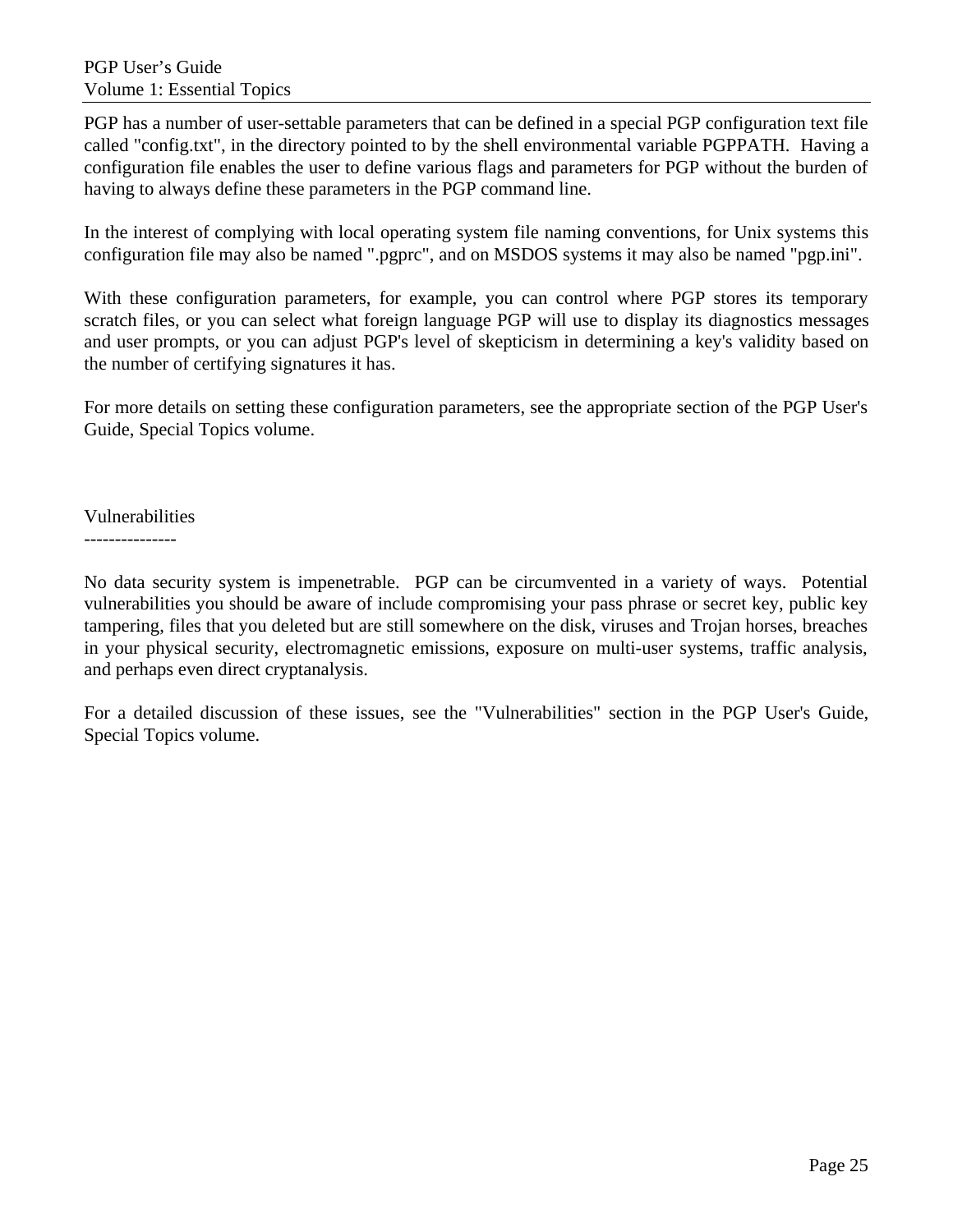PGP has a number of user-settable parameters that can be defined in a special PGP configuration text file called "config.txt", in the directory pointed to by the shell environmental variable PGPPATH. Having a configuration file enables the user to define various flags and parameters for PGP without the burden of having to always define these parameters in the PGP command line.

In the interest of complying with local operating system file naming conventions, for Unix systems this configuration file may also be named ".pgprc", and on MSDOS systems it may also be named "pgp.ini".

With these configuration parameters, for example, you can control where PGP stores its temporary scratch files, or you can select what foreign language PGP will use to display its diagnostics messages and user prompts, or you can adjust PGP's level of skepticism in determining a key's validity based on the number of certifying signatures it has.

For more details on setting these configuration parameters, see the appropriate section of the PGP User's Guide, Special Topics volume.

## Vulnerabilities

No data security system is impenetrable. PGP can be circumvented in a variety of ways. Potential vulnerabilities you should be aware of include compromising your pass phrase or secret key, public key tampering, files that you deleted but are still somewhere on the disk, viruses and Trojan horses, breaches in your physical security, electromagnetic emissions, exposure on multi-user systems, traffic analysis, and perhaps even direct cryptanalysis.

For a detailed discussion of these issues, see the "Vulnerabilities" section in the PGP User's Guide, Special Topics volume.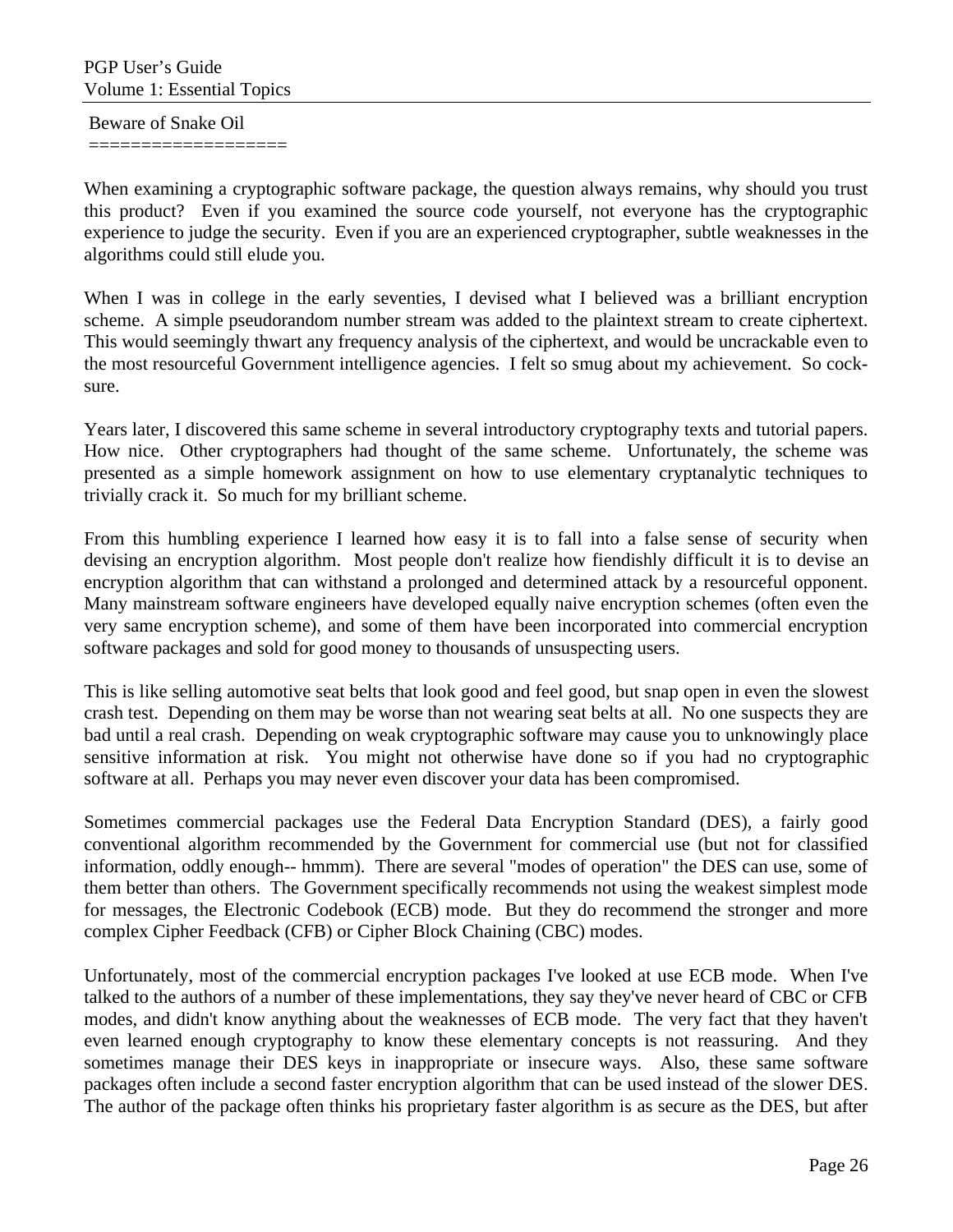## Beware of Snake Oil

When examining a cryptographic software package, the question always remains, why should you trust this product? Even if you examined the source code yourself, not everyone has the cryptographic experience to judge the security. Even if you are an experienced cryptographer, subtle weaknesses in the algorithms could still elude you.

When I was in college in the early seventies, I devised what I believed was a brilliant encryption scheme. A simple pseudorandom number stream was added to the plaintext stream to create ciphertext. This would seemingly thwart any frequency analysis of the ciphertext, and would be uncrackable even to the most resourceful Government intelligence agencies. I felt so smug about my achievement. So cock-sure.

Years later, I discovered this same scheme in several introductory cryptography texts and tutorial papers. How nice. Other cryptographers had thought of the same scheme. Unfortunately, the scheme was presented as a simple homework assignment on how to use elementary cryptanalytic techniques to trivially crack it. So much for my brilliant scheme.

From this humbling experience I learned how easy it is to fall into a false sense of security when devising an encryption algorithm. Most people don't realize how fiendishly difficult it is to devise an encryption algorithm that can withstand a prolonged and determined attack by a resourceful opponent. Many mainstream software engineers have developed equally naive encryption schemes (often even the very same encryption scheme), and some of them have been incorporated into commercial encryption software packages and sold for good money to thousands of unsuspecting users.

This is like selling automotive seat belts that look good and feel good, but snap open in even the slowest crash test. Depending on them may be worse than not wearing seat belts at all. No one suspects they are bad until a real crash. Depending on weak cryptographic software may cause you to unknowingly place sensitive information at risk. You might not otherwise have done so if you had no cryptographic software at all. Perhaps you may never even discover your data has been compromised.

Sometimes commercial packages use the Federal Data Encryption Standard (DES), a fairly good conventional algorithm recommended by the Government for commercial use (but not for classified information, oddly enough-- hmmm). There are several "modes of operation" the DES can use, some of them better than others. The Government specifically recommends not using the weakest simplest mode for messages, the Electronic Codebook (ECB) mode. But they do recommend the stronger and more complex Cipher Feedback (CFB) or Cipher Block Chaining (CBC) modes.

Unfortunately, most of the commercial encryption packages I've looked at use ECB mode. When I've talked to the authors of a number of these implementations, they say they've never heard of CBC or CFB modes, and didn't know anything about the weaknesses of ECB mode. The very fact that they haven't even learned enough cryptography to know these elementary concepts is not reassuring. And they sometimes manage their DES keys in inappropriate or insecure ways. Also, these same software packages often include a second faster encryption algorithm that can be used instead of the slower DES. The author of the package often thinks his proprietary faster algorithm is as secure as the DES, but after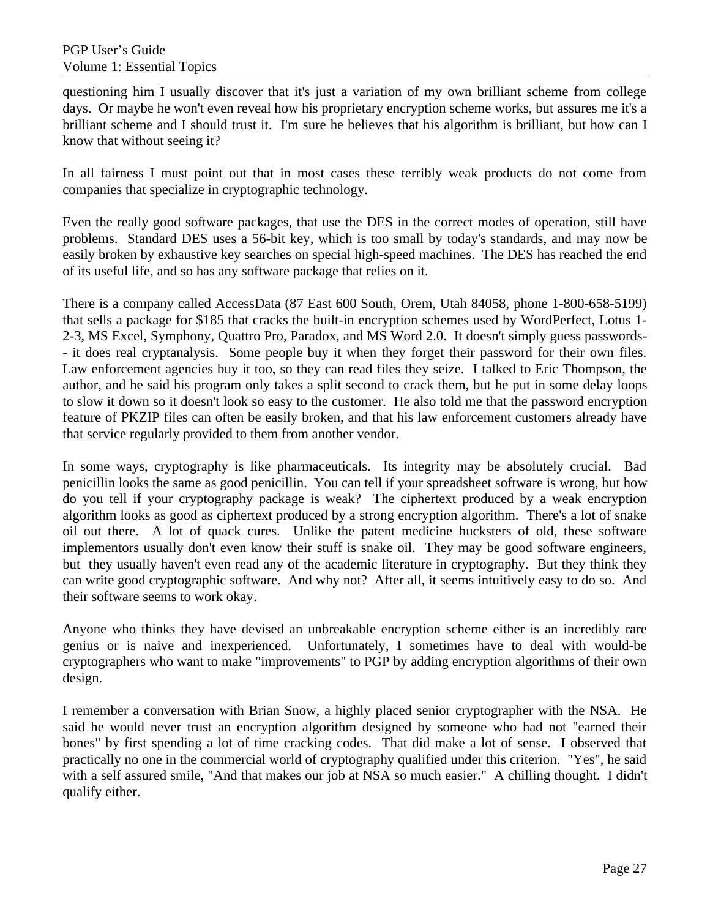questioning him I usually discover that it's just a variation of my own brilliant scheme from college days. Or maybe he won't even reveal how his proprietary encryption scheme works, but assures me it's a brilliant scheme and I should trust it. I'm sure he believes that his algorithm is brilliant, but how can I know that without seeing it?

In all fairness I must point out that in most cases these terribly weak products do not come from companies that specialize in cryptographic technology.

Even the really good software packages, that use the DES in the correct modes of operation, still have problems. Standard DES uses a 56-bit key, which is too small by today's standards, and may now be easily broken by exhaustive key searches on special high-speed machines. The DES has reached the end of its useful life, and so has any software package that relies on it.

There is a company called AccessData (87 East 600 South, Orem, Utah 84058, phone 1-800-658-5199) that sells a package for $185 that cracks the built-in encryption schemes used by WordPerfect, Lotus 1-2-3, MS Excel, Symphony, Quattro Pro, Paradox, and MS Word 2.0. It doesn't simply guess passwords-- it does real cryptanalysis. Some people buy it when they forget their password for their own files. Law enforcement agencies buy it too, so they can read files they seize. I talked to Eric Thompson, the author, and he said his program only takes a split second to crack them, but he put in some delay loops to slow it down so it doesn't look so easy to the customer. He also told me that the password encryption feature of PKZIP files can often be easily broken, and that his law enforcement customers already have that service regularly provided to them from another vendor.

In some ways, cryptography is like pharmaceuticals. Its integrity may be absolutely crucial. Bad penicillin looks the same as good penicillin. You can tell if your spreadsheet software is wrong, but how do you tell if your cryptography package is weak? The ciphertext produced by a weak encryption algorithm looks as good as ciphertext produced by a strong encryption algorithm. There's a lot of snake oil out there. A lot of quack cures. Unlike the patent medicine hucksters of old, these software implementors usually don't even know their stuff is snake oil. They may be good software engineers, but they usually haven't even read any of the academic literature in cryptography. But they think they can write good cryptographic software. And why not? After all, it seems intuitively easy to do so. And their software seems to work okay.

Anyone who thinks they have devised an unbreakable encryption scheme either is an incredibly rare genius or is naive and inexperienced. Unfortunately, I sometimes have to deal with would-be cryptographers who want to make "improvements" to PGP by adding encryption algorithms of their own design.

I remember a conversation with Brian Snow, a highly placed senior cryptographer with the NSA. He said he would never trust an encryption algorithm designed by someone who had not "earned their bones" by first spending a lot of time cracking codes. That did make a lot of sense. I observed that practically no one in the commercial world of cryptography qualified under this criterion. "Yes", he said with a self assured smile, "And that makes our job at NSA so much easier." A chilling thought. I didn't qualify either.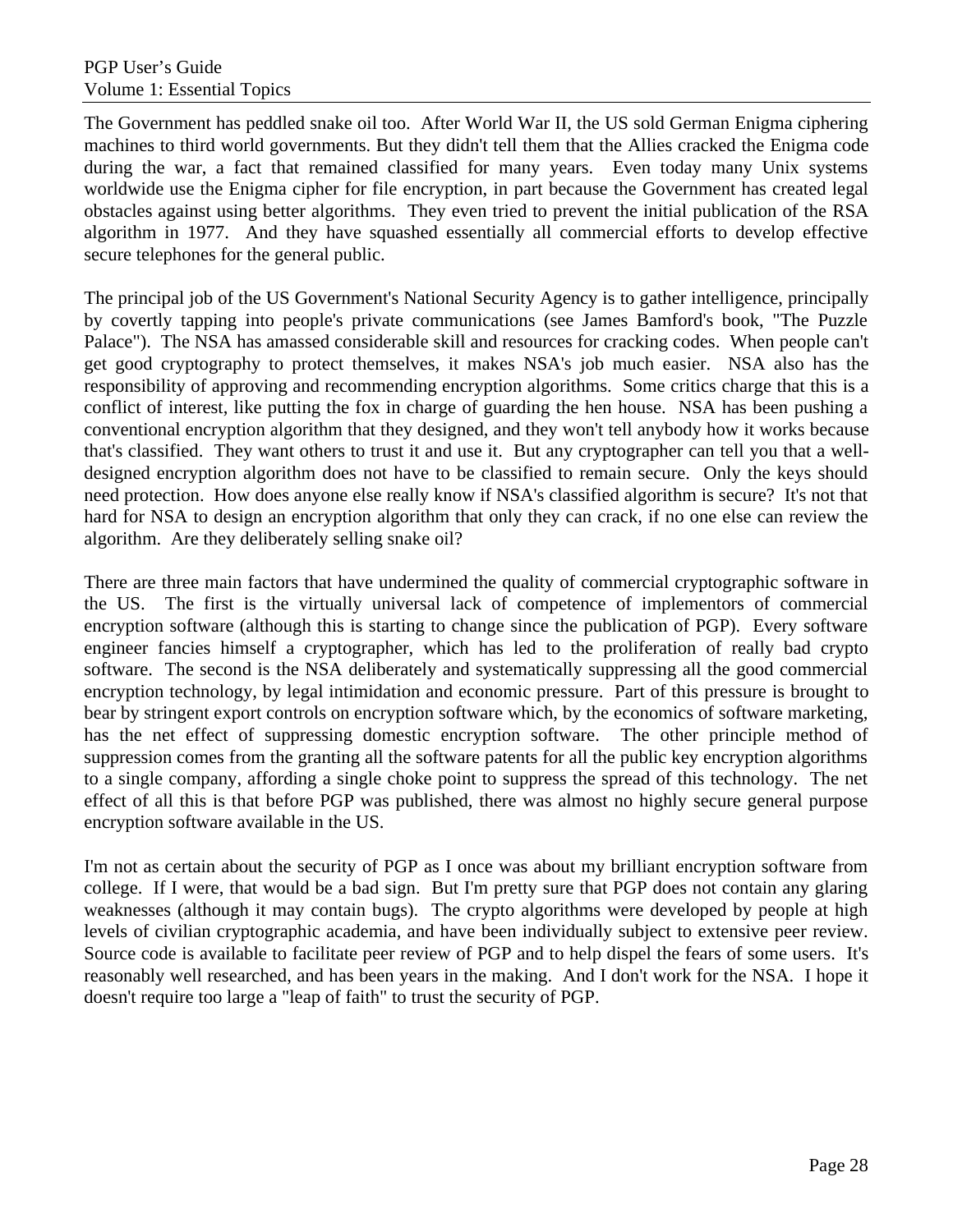The Government has peddled snake oil too. After World War II, the US sold German Enigma ciphering machines to third world governments. But they didn't tell them that the Allies cracked the Enigma code during the war, a fact that remained classified for many years. Even today many Unix systems worldwide use the Enigma cipher for file encryption, in part because the Government has created legal obstacles against using better algorithms. They even tried to prevent the initial publication of the RSA algorithm in 1977. And they have squashed essentially all commercial efforts to develop effective secure telephones for the general public.

The principal job of the US Government's National Security Agency is to gather intelligence, principally by covertly tapping into people's private communications (see James Bamford's book, "The Puzzle Palace"). The NSA has amassed considerable skill and resources for cracking codes. When people can't get good cryptography to protect themselves, it makes NSA's job much easier. NSA also has the responsibility of approving and recommending encryption algorithms. Some critics charge that this is a conflict of interest, like putting the fox in charge of guarding the hen house. NSA has been pushing a conventional encryption algorithm that they designed, and they won't tell anybody how it works because that's classified. They want others to trust it and use it. But any cryptographer can tell you that a well-designed encryption algorithm does not have to be classified to remain secure. Only the keys should need protection. How does anyone else really know if NSA's classified algorithm is secure? It's not that hard for NSA to design an encryption algorithm that only they can crack, if no one else can review the algorithm. Are they deliberately selling snake oil?

There are three main factors that have undermined the quality of commercial cryptographic software in the US. The first is the virtually universal lack of competence of implementors of commercial encryption software (although this is starting to change since the publication of PGP). Every software engineer fancies himself a cryptographer, which has led to the proliferation of really bad crypto software. The second is the NSA deliberately and systematically suppressing all the good commercial encryption technology, by legal intimidation and economic pressure. Part of this pressure is brought to bear by stringent export controls on encryption software which, by the economics of software marketing, has the net effect of suppressing domestic encryption software. The other principle method of suppression comes from the granting all the software patents for all the public key encryption algorithms to a single company, affording a single choke point to suppress the spread of this technology. The net effect of all this is that before PGP was published, there was almost no highly secure general purpose encryption software available in the US.

I'm not as certain about the security of PGP as I once was about my brilliant encryption software from college. If I were, that would be a bad sign. But I'm pretty sure that PGP does not contain any glaring weaknesses (although it may contain bugs). The crypto algorithms were developed by people at high levels of civilian cryptographic academia, and have been individually subject to extensive peer review. Source code is available to facilitate peer review of PGP and to help dispel the fears of some users. It's reasonably well researched, and has been years in the making. And I don't work for the NSA. I hope it doesn't require too large a "leap of faith" to trust the security of PGP.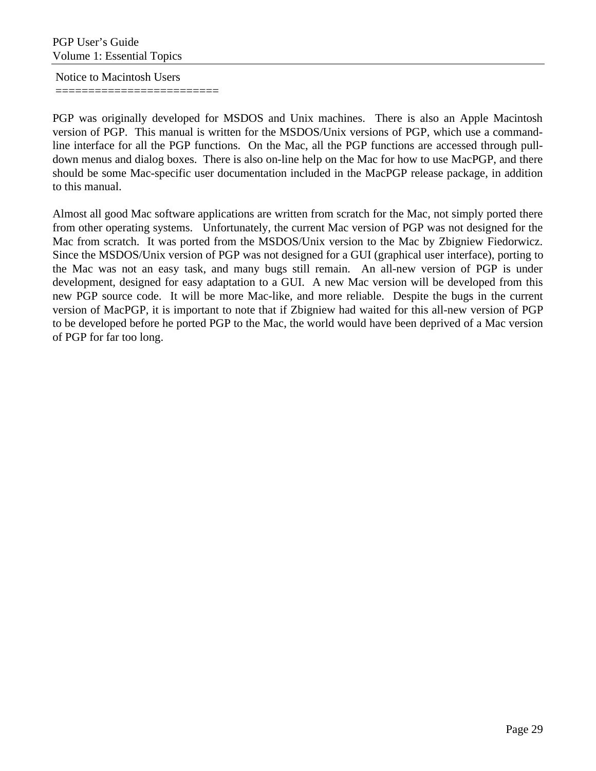## Notice to Macintosh Users

PGP was originally developed for MSDOS and Unix machines. There is also an Apple Macintosh version of PGP. This manual is written for the MSDOS/Unix versions of PGP, which use a command-line interface for all the PGP functions. On the Mac, all the PGP functions are accessed through pull-down menus and dialog boxes. There is also on-line help on the Mac for how to use MacPGP, and there should be some Mac-specific user documentation included in the MacPGP release package, in addition to this manual.

Almost all good Mac software applications are written from scratch for the Mac, not simply ported there from other operating systems. Unfortunately, the current Mac version of PGP was not designed for the Mac from scratch. It was ported from the MSDOS/Unix version to the Mac by Zbigniew Fiedorwicz. Since the MSDOS/Unix version of PGP was not designed for a GUI (graphical user interface), porting to the Mac was not an easy task, and many bugs still remain. An all-new version of PGP is under development, designed for easy adaptation to a GUI. A new Mac version will be developed from this new PGP source code. It will be more Mac-like, and more reliable. Despite the bugs in the current version of MacPGP, it is important to note that if Zbigniew had waited for this all-new version of PGP to be developed before he ported PGP to the Mac, the world would have been deprived of a Mac version of PGP for far too long.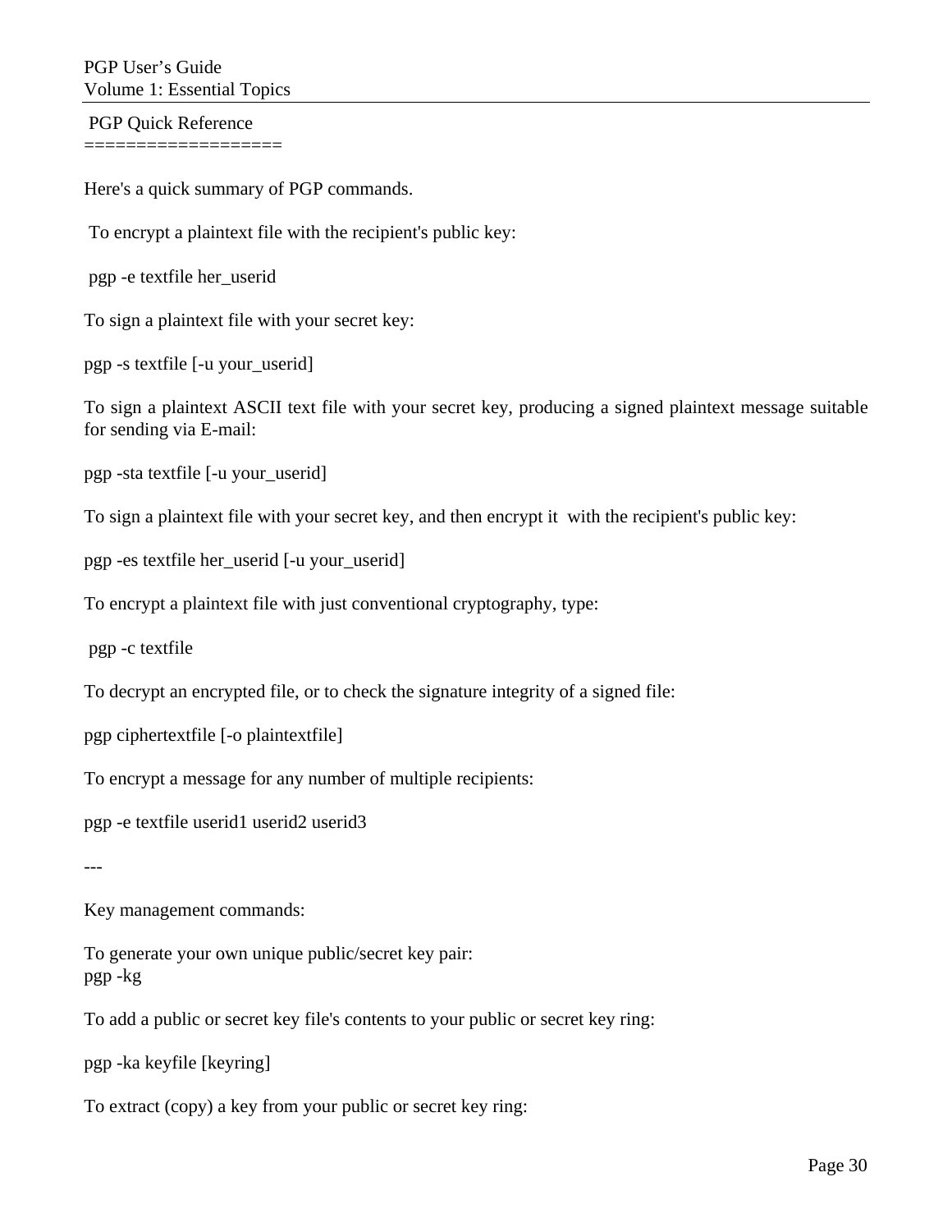PGP Quick Reference
===================

Here's a quick summary of PGP commands.

To encrypt a plaintext file with the recipient's public key:

```
pgp -e textfile her_userid
```

To sign a plaintext file with your secret key:

```
pgp -s textfile [-u your_userid]
```

To sign a plaintext ASCII text file with your secret key, producing a signed plaintext message suitable for sending via E-mail:

```
pgp -sta textfile [-u your_userid]
```

To sign a plaintext file with your secret key, and then encrypt it with the recipient's public key:

```
pgp -es textfile her_userid [-u your_userid]
```

To encrypt a plaintext file with just conventional cryptography, type:

```
pgp -c textfile
```

To decrypt an encrypted file, or to check the signature integrity of a signed file:

```
pgp ciphertextfile [-o plaintextfile]
```

To encrypt a message for any number of multiple recipients:

```
pgp -e textfile userid1 userid2 userid3
```

---

Key management commands:

To generate your own unique public/secret key pair:

```
pgp -kg
```

To add a public or secret key file's contents to your public or secret key ring:

```
pgp -ka keyfile [keyring]
```

To extract (copy) a key from your public or secret key ring: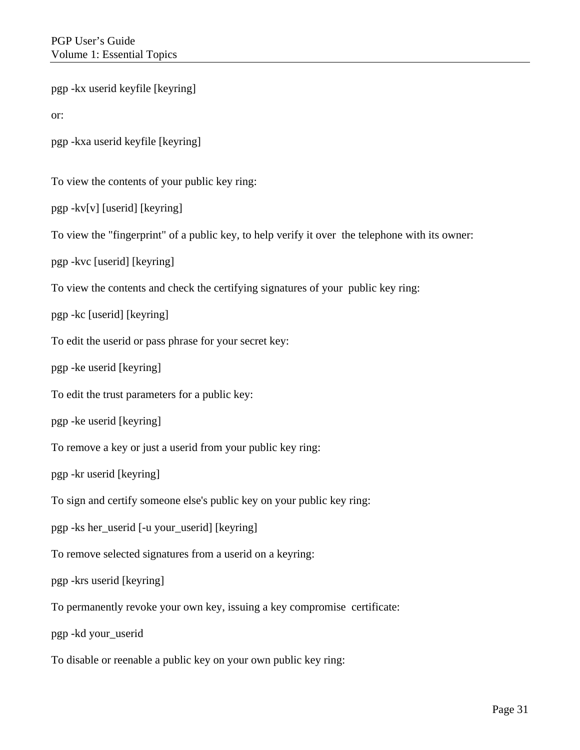pgp -kx userid keyfile [keyring]

or:

pgp -kxa userid keyfile [keyring]

To view the contents of your public key ring:

pgp -kv[v] [userid] [keyring]

To view the "fingerprint" of a public key, to help verify it over the telephone with its owner:

pgp -kvc [userid] [keyring]

To view the contents and check the certifying signatures of your public key ring:

pgp -kc [userid] [keyring]

To edit the userid or pass phrase for your secret key:

pgp -ke userid [keyring]

To edit the trust parameters for a public key:

pgp -ke userid [keyring]

To remove a key or just a userid from your public key ring:

pgp -kr userid [keyring]

To sign and certify someone else's public key on your public key ring:

pgp -ks her_userid [-u your_userid] [keyring]

To remove selected signatures from a userid on a keyring:

pgp -krs userid [keyring]

To permanently revoke your own key, issuing a key compromise certificate:

pgp -kd your_userid

To disable or reenable a public key on your own public key ring: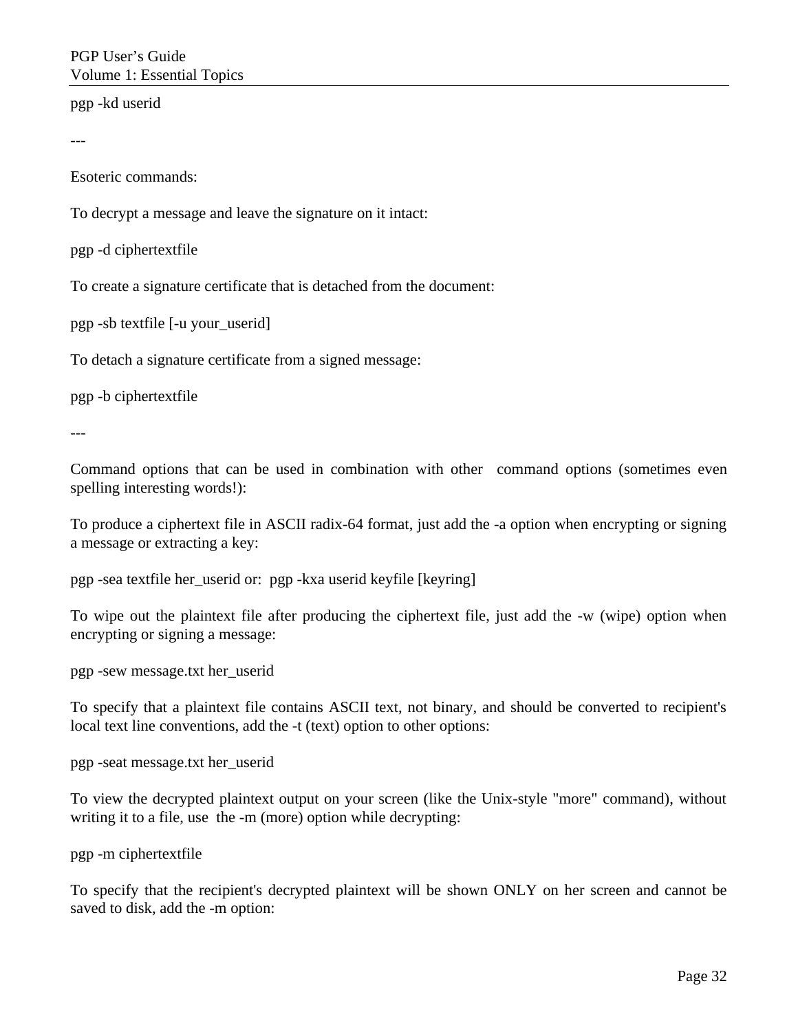pgp -kd userid

---

Esoteric commands:

To decrypt a message and leave the signature on it intact:

pgp -d ciphertextfile

To create a signature certificate that is detached from the document:

pgp -sb textfile [-u your_userid]

To detach a signature certificate from a signed message:

pgp -b ciphertextfile

---

Command options that can be used in combination with other command options (sometimes even spelling interesting words!):

To produce a ciphertext file in ASCII radix-64 format, just add the -a option when encrypting or signing a message or extracting a key:

pgp -sea textfile her_userid or:  pgp -kxa userid keyfile [keyring]

To wipe out the plaintext file after producing the ciphertext file, just add the -w (wipe) option when encrypting or signing a message:

pgp -sew message.txt her_userid

To specify that a plaintext file contains ASCII text, not binary, and should be converted to recipient's local text line conventions, add the -t (text) option to other options:

pgp -seat message.txt her_userid

To view the decrypted plaintext output on your screen (like the Unix-style "more" command), without writing it to a file, use the -m (more) option while decrypting:

pgp -m ciphertextfile

To specify that the recipient's decrypted plaintext will be shown ONLY on her screen and cannot be saved to disk, add the -m option: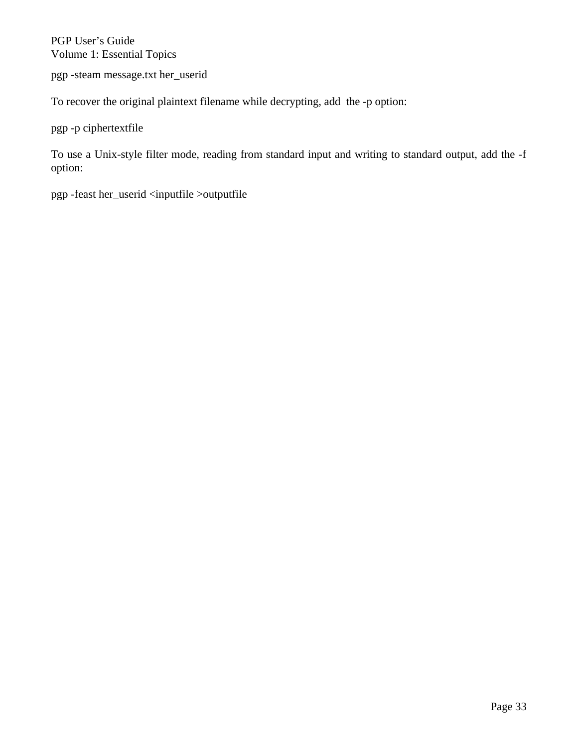pgp -steam message.txt her_userid

To recover the original plaintext filename while decrypting, add the -p option:

pgp -p ciphertextfile

To use a Unix-style filter mode, reading from standard input and writing to standard output, add the -f option:

pgp -feast her_userid <inputfile >outputfile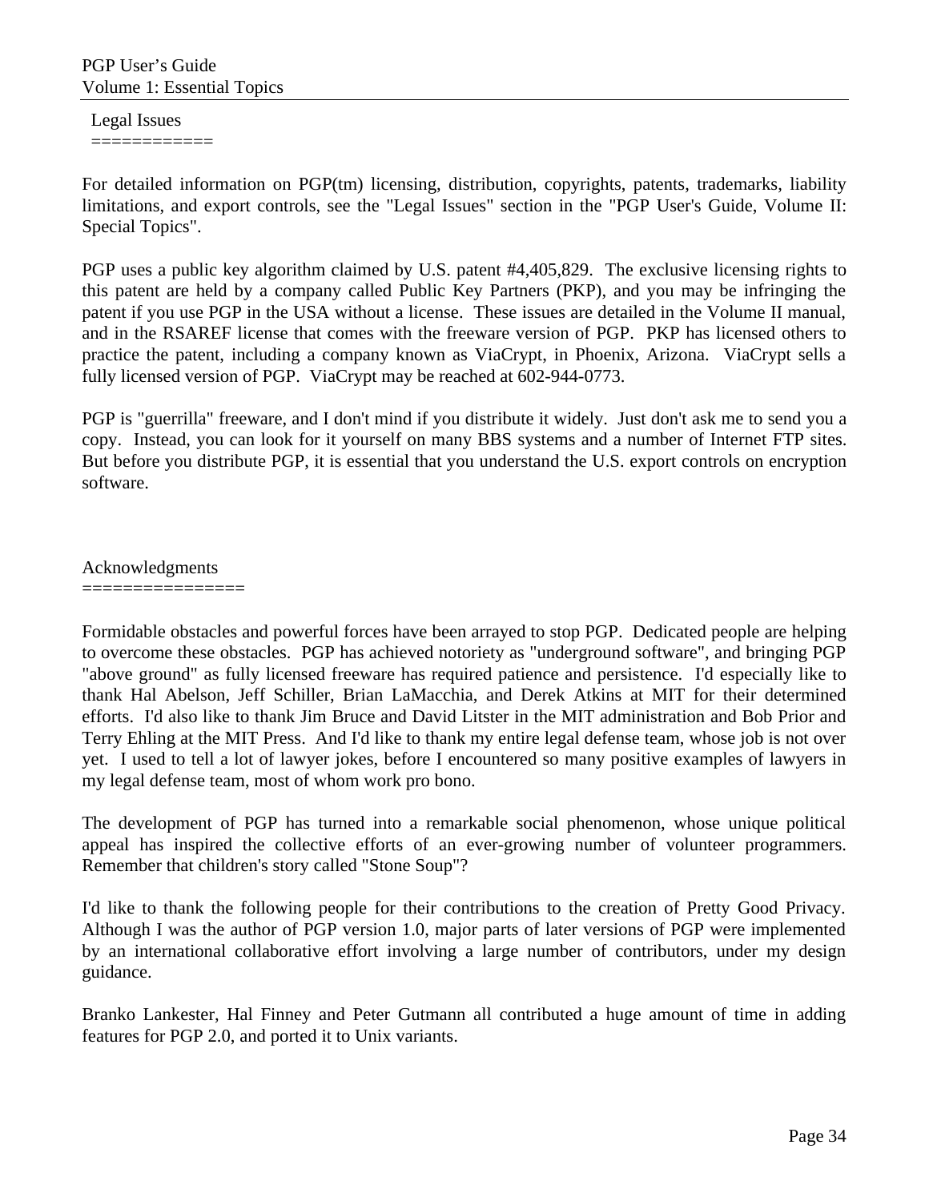## Legal Issues

For detailed information on PGP(tm) licensing, distribution, copyrights, patents, trademarks, liability limitations, and export controls, see the "Legal Issues" section in the "PGP User's Guide, Volume II: Special Topics".

PGP uses a public key algorithm claimed by U.S. patent #4,405,829. The exclusive licensing rights to this patent are held by a company called Public Key Partners (PKP), and you may be infringing the patent if you use PGP in the USA without a license. These issues are detailed in the Volume II manual, and in the RSAREF license that comes with the freeware version of PGP. PKP has licensed others to practice the patent, including a company known as ViaCrypt, in Phoenix, Arizona. ViaCrypt sells a fully licensed version of PGP. ViaCrypt may be reached at 602-944-0773.

PGP is "guerrilla" freeware, and I don't mind if you distribute it widely. Just don't ask me to send you a copy. Instead, you can look for it yourself on many BBS systems and a number of Internet FTP sites. But before you distribute PGP, it is essential that you understand the U.S. export controls on encryption software.

## Acknowledgments

Formidable obstacles and powerful forces have been arrayed to stop PGP. Dedicated people are helping to overcome these obstacles. PGP has achieved notoriety as "underground software", and bringing PGP "above ground" as fully licensed freeware has required patience and persistence. I'd especially like to thank Hal Abelson, Jeff Schiller, Brian LaMacchia, and Derek Atkins at MIT for their determined efforts. I'd also like to thank Jim Bruce and David Litster in the MIT administration and Bob Prior and Terry Ehling at the MIT Press. And I'd like to thank my entire legal defense team, whose job is not over yet. I used to tell a lot of lawyer jokes, before I encountered so many positive examples of lawyers in my legal defense team, most of whom work pro bono.

The development of PGP has turned into a remarkable social phenomenon, whose unique political appeal has inspired the collective efforts of an ever-growing number of volunteer programmers. Remember that children's story called "Stone Soup"?

I'd like to thank the following people for their contributions to the creation of Pretty Good Privacy. Although I was the author of PGP version 1.0, major parts of later versions of PGP were implemented by an international collaborative effort involving a large number of contributors, under my design guidance.

Branko Lankester, Hal Finney and Peter Gutmann all contributed a huge amount of time in adding features for PGP 2.0, and ported it to Unix variants.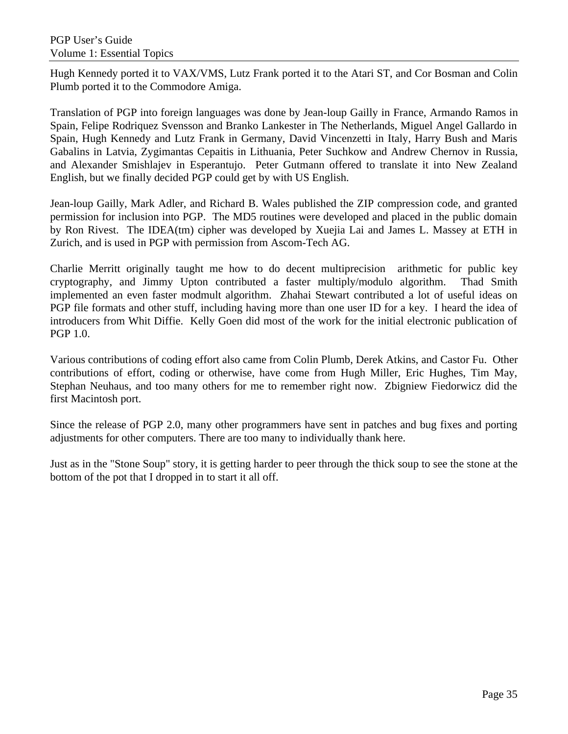Hugh Kennedy ported it to VAX/VMS, Lutz Frank ported it to the Atari ST, and Cor Bosman and Colin Plumb ported it to the Commodore Amiga.

Translation of PGP into foreign languages was done by Jean-loup Gailly in France, Armando Ramos in Spain, Felipe Rodriquez Svensson and Branko Lankester in The Netherlands, Miguel Angel Gallardo in Spain, Hugh Kennedy and Lutz Frank in Germany, David Vincenzetti in Italy, Harry Bush and Maris Gabalins in Latvia, Zygimantas Cepaitis in Lithuania, Peter Suchkow and Andrew Chernov in Russia, and Alexander Smishlajev in Esperantujo. Peter Gutmann offered to translate it into New Zealand English, but we finally decided PGP could get by with US English.

Jean-loup Gailly, Mark Adler, and Richard B. Wales published the ZIP compression code, and granted permission for inclusion into PGP. The MD5 routines were developed and placed in the public domain by Ron Rivest. The IDEA(tm) cipher was developed by Xuejia Lai and James L. Massey at ETH in Zurich, and is used in PGP with permission from Ascom-Tech AG.

Charlie Merritt originally taught me how to do decent multiprecision arithmetic for public key cryptography, and Jimmy Upton contributed a faster multiply/modulo algorithm. Thad Smith implemented an even faster modmult algorithm. Zhahai Stewart contributed a lot of useful ideas on PGP file formats and other stuff, including having more than one user ID for a key. I heard the idea of introducers from Whit Diffie. Kelly Goen did most of the work for the initial electronic publication of PGP 1.0.

Various contributions of coding effort also came from Colin Plumb, Derek Atkins, and Castor Fu. Other contributions of effort, coding or otherwise, have come from Hugh Miller, Eric Hughes, Tim May, Stephan Neuhaus, and too many others for me to remember right now. Zbigniew Fiedorwicz did the first Macintosh port.

Since the release of PGP 2.0, many other programmers have sent in patches and bug fixes and porting adjustments for other computers. There are too many to individually thank here.

Just as in the "Stone Soup" story, it is getting harder to peer through the thick soup to see the stone at the bottom of the pot that I dropped in to start it all off.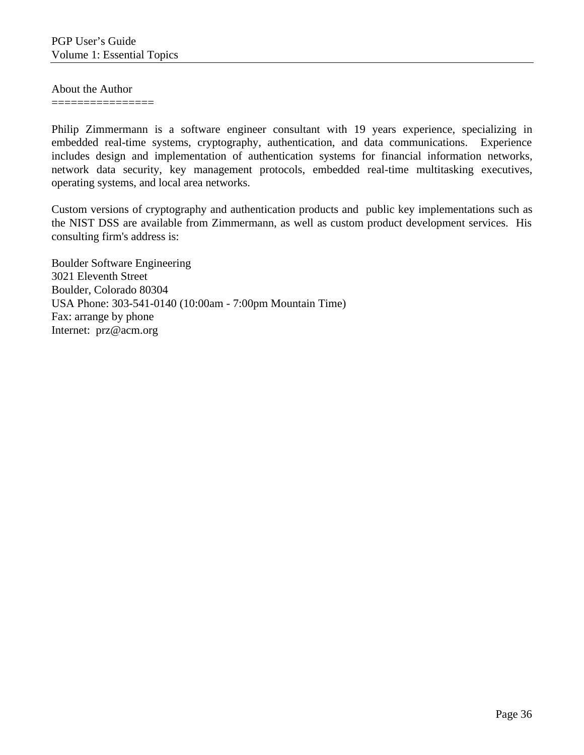## About the Author

Philip Zimmermann is a software engineer consultant with 19 years experience, specializing in embedded real-time systems, cryptography, authentication, and data communications. Experience includes design and implementation of authentication systems for financial information networks, network data security, key management protocols, embedded real-time multitasking executives, operating systems, and local area networks.

Custom versions of cryptography and authentication products and public key implementations such as the NIST DSS are available from Zimmermann, as well as custom product development services. His consulting firm's address is:

Boulder Software Engineering  
3021 Eleventh Street  
Boulder, Colorado 80304  
USA Phone: 303-541-0140 (10:00am - 7:00pm Mountain Time)  
Fax: arrange by phone  
Internet: prz@acm.org